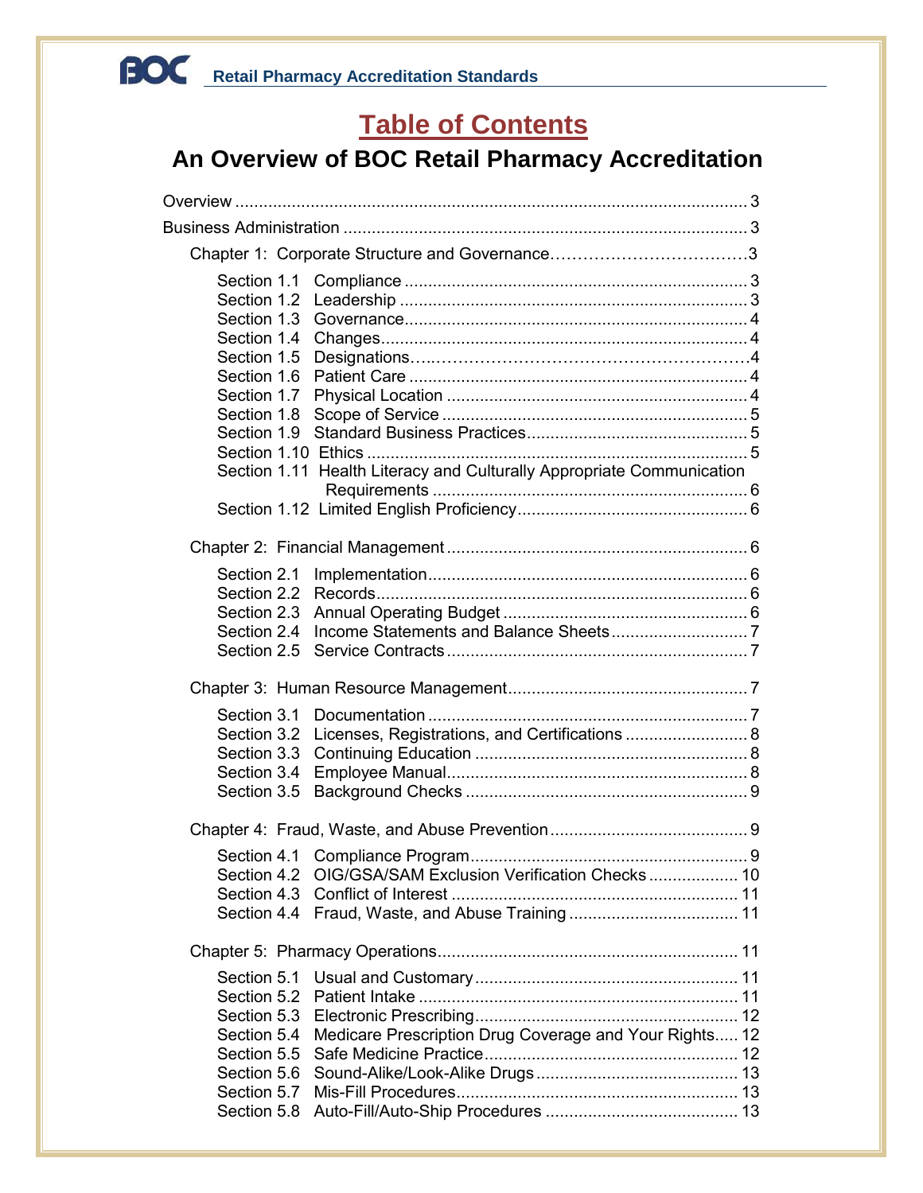# Table of Contents

## An Overview of BOC Retail Pharmacy Accreditation

Overview ........................................................................................................ 3

Business Administration .................................................................................... 3

Chapter 1: Corporate Structure and Governance.................................3

- Section 1.1 Compliance ........................................................................ 3
- Section 1.2 Leadership ......................................................................... 3
- Section 1.3 Governance........................................................................ 4
- Section 1.4 Changes............................................................................. 4
- Section 1.5 Designations.......................................................................4
- Section 1.6 Patient Care ....................................................................... 4
- Section 1.7 Physical Location ................................................................ 4
- Section 1.8 Scope of Service ................................................................. 5
- Section 1.9 Standard Business Practices............................................... 5
- Section 1.10 Ethics ................................................................................ 5
- Section 1.11 Health Literacy and Culturally Appropriate Communication Requirements .................................................................... 6
- Section 1.12 Limited English Proficiency................................................ 6

Chapter 2: Financial Management ................................................................ 6

- Section 2.1 Implementation.................................................................... 6
- Section 2.2 Records............................................................................... 6
- Section 2.3 Annual Operating Budget .................................................... 6
- Section 2.4 Income Statements and Balance Sheets ............................. 7
- Section 2.5 Service Contracts ................................................................ 7

Chapter 3: Human Resource Management.................................................. 7

- Section 3.1 Documentation .................................................................... 7
- Section 3.2 Licenses, Registrations, and Certifications .......................... 8
- Section 3.3 Continuing Education .......................................................... 8
- Section 3.4 Employee Manual................................................................ 8
- Section 3.5 Background Checks ............................................................ 9

Chapter 4: Fraud, Waste, and Abuse Prevention.......................................... 9

- Section 4.1 Compliance Program........................................................... 9
- Section 4.2 OIG/GSA/SAM Exclusion Verification Checks ................... 10
- Section 4.3 Conflict of Interest ............................................................. 11
- Section 4.4 Fraud, Waste, and Abuse Training .................................... 11

Chapter 5: Pharmacy Operations................................................................ 11

- Section 5.1 Usual and Customary........................................................ 11
- Section 5.2 Patient Intake .................................................................... 11
- Section 5.3 Electronic Prescribing........................................................ 12
- Section 5.4 Medicare Prescription Drug Coverage and Your Rights..... 12
- Section 5.5 Safe Medicine Practice...................................................... 12
- Section 5.6 Sound-Alike/Look-Alike Drugs ........................................... 13
- Section 5.7 Mis-Fill Procedures............................................................ 13
- Section 5.8 Auto-Fill/Auto-Ship Procedures ......................................... 13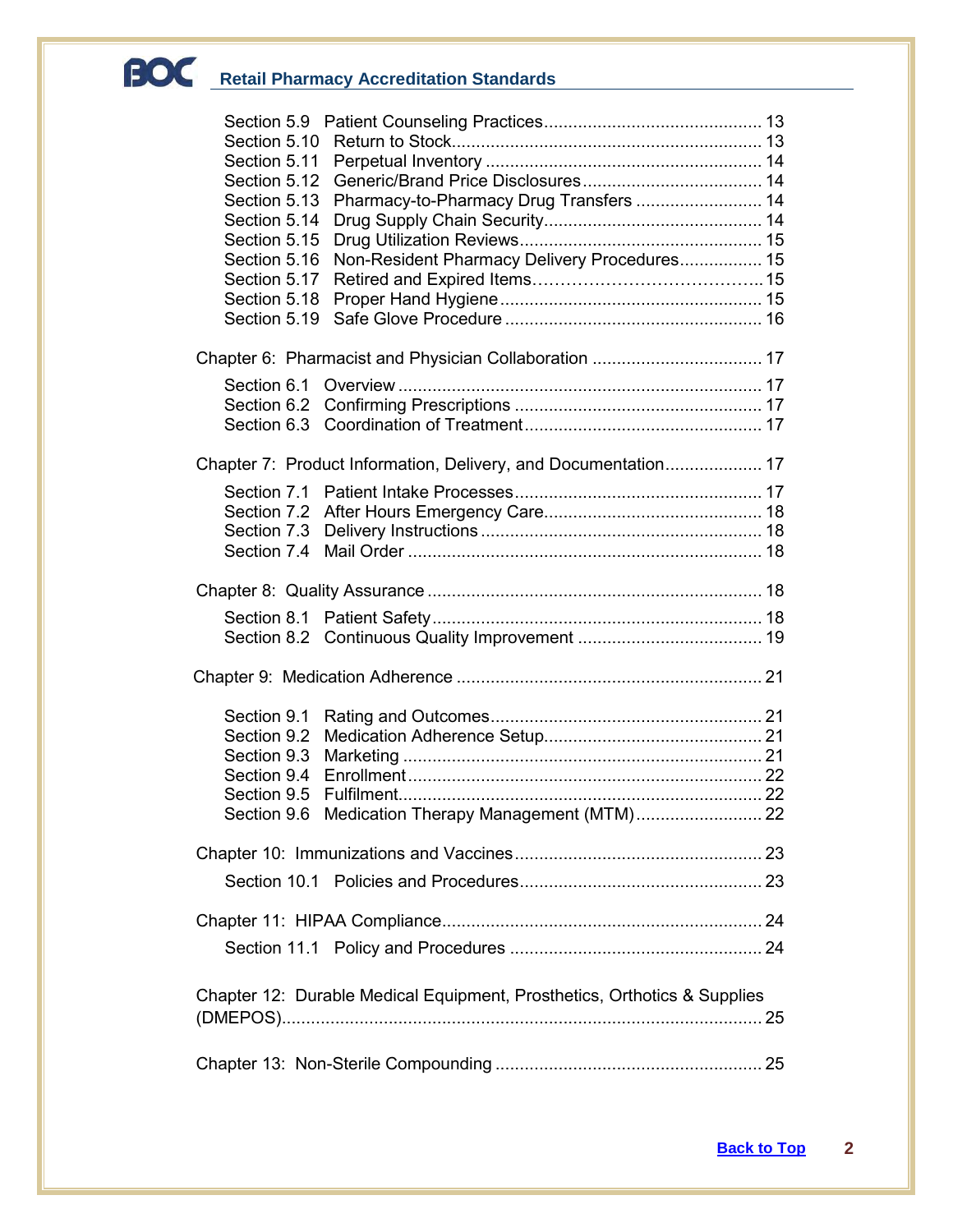Section 5.9 Patient Counseling Practices ............................................. 13
Section 5.10 Return to Stock ................................................................ 13
Section 5.11 Perpetual Inventory ......................................................... 14
Section 5.12 Generic/Brand Price Disclosures ..................................... 14
Section 5.13 Pharmacy-to-Pharmacy Drug Transfers .......................... 14
Section 5.14 Drug Supply Chain Security ............................................ 14
Section 5.15 Drug Utilization Reviews .................................................. 15
Section 5.16 Non-Resident Pharmacy Delivery Procedures ................. 15
Section 5.17 Retired and Expired Items ................................................ 15
Section 5.18 Proper Hand Hygiene ...................................................... 15
Section 5.19 Safe Glove Procedure ..................................................... 16

Chapter 6: Pharmacist and Physician Collaboration ................................... 17

Section 6.1 Overview ........................................................................... 17
Section 6.2 Confirming Prescriptions ................................................... 17
Section 6.3 Coordination of Treatment ................................................ 17

Chapter 7: Product Information, Delivery, and Documentation .................... 17

Section 7.1 Patient Intake Processes ................................................... 17
Section 7.2 After Hours Emergency Care ............................................. 18
Section 7.3 Delivery Instructions .......................................................... 18
Section 7.4 Mail Order ......................................................................... 18

Chapter 8: Quality Assurance ..................................................................... 18

Section 8.1 Patient Safety .................................................................... 18
Section 8.2 Continuous Quality Improvement ...................................... 19

Chapter 9: Medication Adherence ............................................................... 21

Section 9.1 Rating and Outcomes ........................................................ 21
Section 9.2 Medication Adherence Setup ............................................. 21
Section 9.3 Marketing .......................................................................... 21
Section 9.4 Enrollment ......................................................................... 22
Section 9.5 Fulfilment ........................................................................... 22
Section 9.6 Medication Therapy Management (MTM) .......................... 22

Chapter 10: Immunizations and Vaccines ................................................... 23

Section 10.1 Policies and Procedures .................................................. 23

Chapter 11: HIPAA Compliance .................................................................. 24

Section 11.1 Policy and Procedures .................................................... 24

Chapter 12: Durable Medical Equipment, Prosthetics, Orthotics & Supplies (DMEPOS) .................................................................................................... 25

Chapter 13: Non-Sterile Compounding ....................................................... 25

Back to Top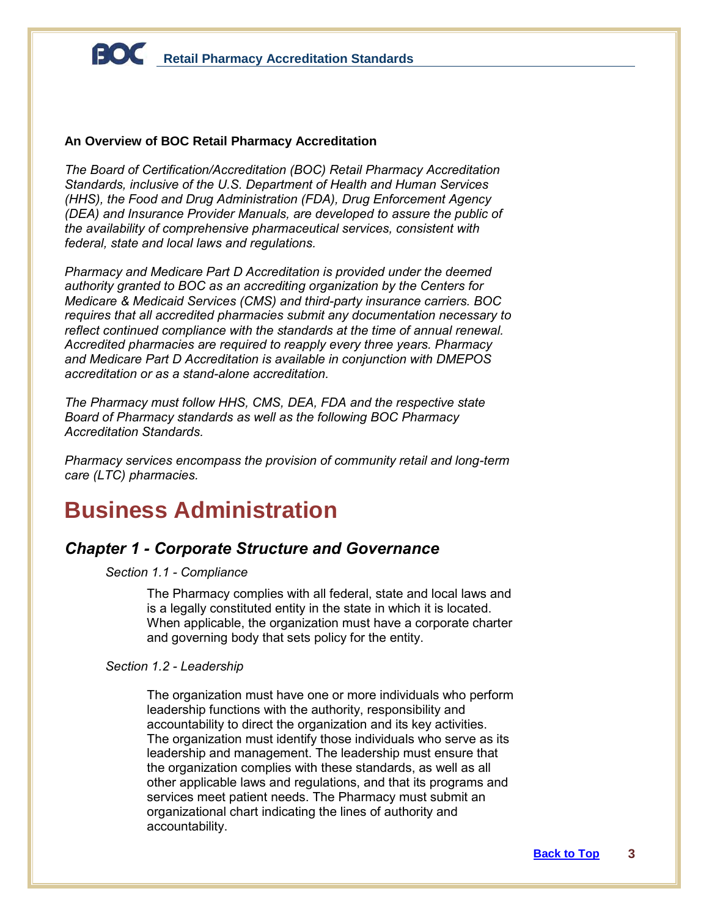**An Overview of BOC Retail Pharmacy Accreditation**

*The Board of Certification/Accreditation (BOC) Retail Pharmacy Accreditation Standards, inclusive of the U.S. Department of Health and Human Services (HHS), the Food and Drug Administration (FDA), Drug Enforcement Agency (DEA) and Insurance Provider Manuals, are developed to assure the public of the availability of comprehensive pharmaceutical services, consistent with federal, state and local laws and regulations.*

*Pharmacy and Medicare Part D Accreditation is provided under the deemed authority granted to BOC as an accrediting organization by the Centers for Medicare & Medicaid Services (CMS) and third-party insurance carriers. BOC requires that all accredited pharmacies submit any documentation necessary to reflect continued compliance with the standards at the time of annual renewal. Accredited pharmacies are required to reapply every three years. Pharmacy and Medicare Part D Accreditation is available in conjunction with DMEPOS accreditation or as a stand-alone accreditation.*

*The Pharmacy must follow HHS, CMS, DEA, FDA and the respective state Board of Pharmacy standards as well as the following BOC Pharmacy Accreditation Standards.*

*Pharmacy services encompass the provision of community retail and long-term care (LTC) pharmacies.*

# Business Administration

## *Chapter 1 - Corporate Structure and Governance*

*Section 1.1 - Compliance*

The Pharmacy complies with all federal, state and local laws and is a legally constituted entity in the state in which it is located. When applicable, the organization must have a corporate charter and governing body that sets policy for the entity.

*Section 1.2 - Leadership*

The organization must have one or more individuals who perform leadership functions with the authority, responsibility and accountability to direct the organization and its key activities. The organization must identify those individuals who serve as its leadership and management. The leadership must ensure that the organization complies with these standards, as well as all other applicable laws and regulations, and that its programs and services meet patient needs. The Pharmacy must submit an organizational chart indicating the lines of authority and accountability.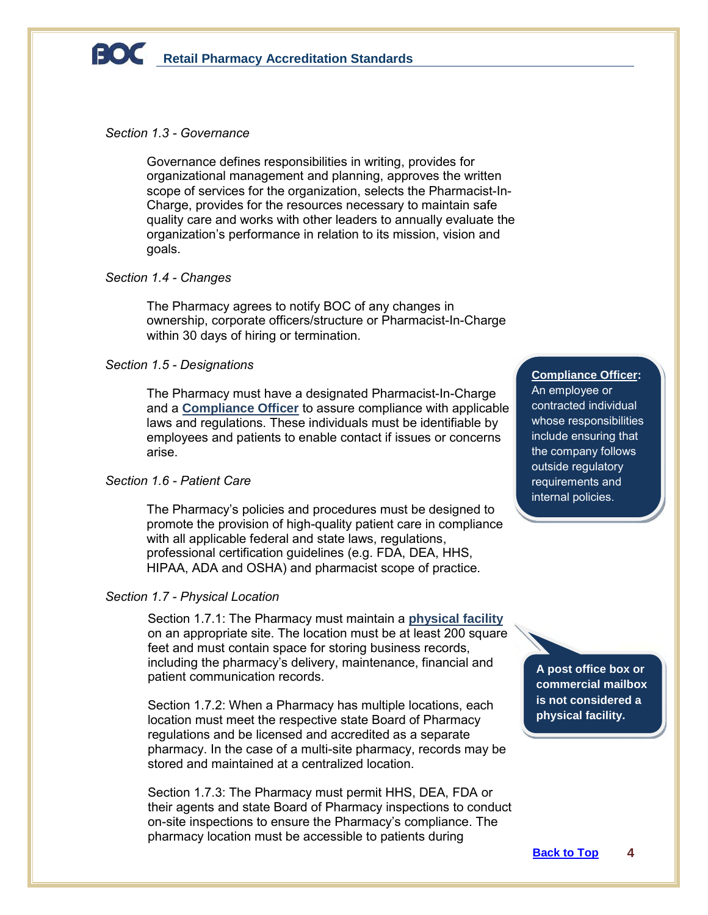*Section 1.3 - Governance*

Governance defines responsibilities in writing, provides for organizational management and planning, approves the written scope of services for the organization, selects the Pharmacist-In-Charge, provides for the resources necessary to maintain safe quality care and works with other leaders to annually evaluate the organization's performance in relation to its mission, vision and goals.

*Section 1.4 - Changes*

The Pharmacy agrees to notify BOC of any changes in ownership, corporate officers/structure or Pharmacist-In-Charge within 30 days of hiring or termination.

*Section 1.5 - Designations*

The Pharmacy must have a designated Pharmacist-In-Charge and a **Compliance Officer** to assure compliance with applicable laws and regulations. These individuals must be identifiable by employees and patients to enable contact if issues or concerns arise.

> **Compliance Officer:** An employee or contracted individual whose responsibilities include ensuring that the company follows outside regulatory requirements and internal policies.

*Section 1.6 - Patient Care*

The Pharmacy's policies and procedures must be designed to promote the provision of high-quality patient care in compliance with all applicable federal and state laws, regulations, professional certification guidelines (e.g. FDA, DEA, HHS, HIPAA, ADA and OSHA) and pharmacist scope of practice.

*Section 1.7 - Physical Location*

Section 1.7.1: The Pharmacy must maintain a **physical facility** on an appropriate site. The location must be at least 200 square feet and must contain space for storing business records, including the pharmacy's delivery, maintenance, financial and patient communication records.

> **A post office box or commercial mailbox is not considered a physical facility.**

Section 1.7.2: When a Pharmacy has multiple locations, each location must meet the respective state Board of Pharmacy regulations and be licensed and accredited as a separate pharmacy. In the case of a multi-site pharmacy, records may be stored and maintained at a centralized location.

Section 1.7.3: The Pharmacy must permit HHS, DEA, FDA or their agents and state Board of Pharmacy inspections to conduct on-site inspections to ensure the Pharmacy's compliance. The pharmacy location must be accessible to patients during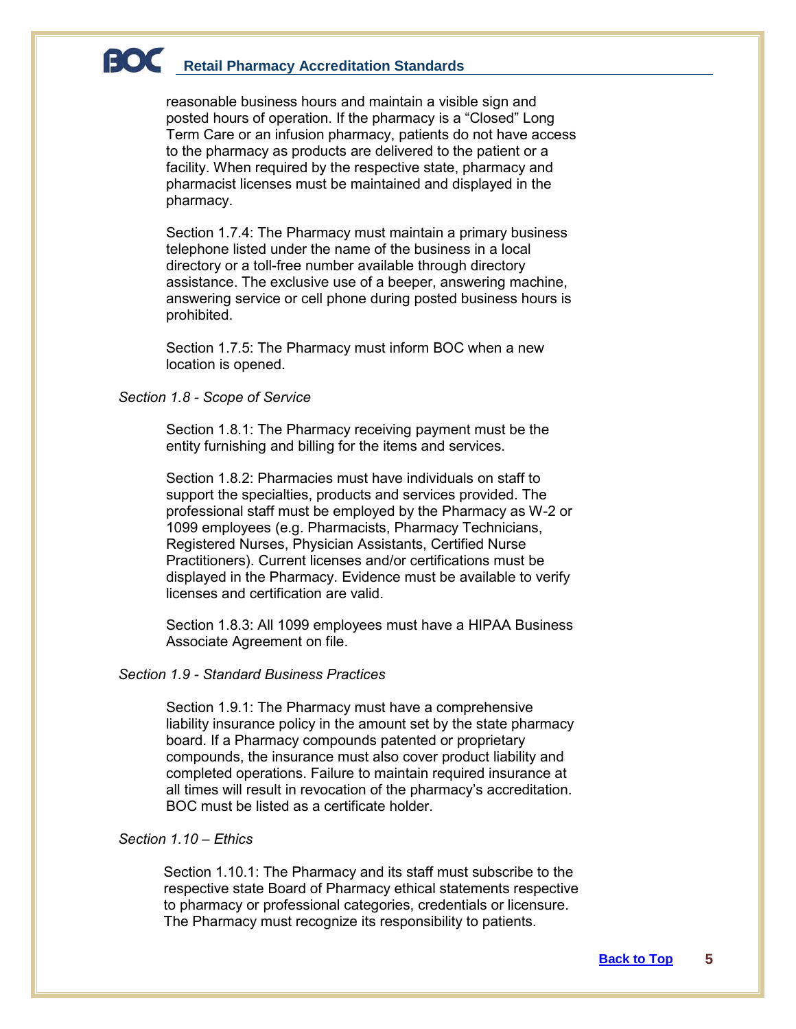reasonable business hours and maintain a visible sign and posted hours of operation. If the pharmacy is a "Closed" Long Term Care or an infusion pharmacy, patients do not have access to the pharmacy as products are delivered to the patient or a facility. When required by the respective state, pharmacy and pharmacist licenses must be maintained and displayed in the pharmacy.

Section 1.7.4: The Pharmacy must maintain a primary business telephone listed under the name of the business in a local directory or a toll-free number available through directory assistance. The exclusive use of a beeper, answering machine, answering service or cell phone during posted business hours is prohibited.

Section 1.7.5: The Pharmacy must inform BOC when a new location is opened.

*Section 1.8 - Scope of Service*

Section 1.8.1: The Pharmacy receiving payment must be the entity furnishing and billing for the items and services.

Section 1.8.2: Pharmacies must have individuals on staff to support the specialties, products and services provided. The professional staff must be employed by the Pharmacy as W-2 or 1099 employees (e.g. Pharmacists, Pharmacy Technicians, Registered Nurses, Physician Assistants, Certified Nurse Practitioners). Current licenses and/or certifications must be displayed in the Pharmacy. Evidence must be available to verify licenses and certification are valid.

Section 1.8.3: All 1099 employees must have a HIPAA Business Associate Agreement on file.

*Section 1.9 - Standard Business Practices*

Section 1.9.1: The Pharmacy must have a comprehensive liability insurance policy in the amount set by the state pharmacy board. If a Pharmacy compounds patented or proprietary compounds, the insurance must also cover product liability and completed operations. Failure to maintain required insurance at all times will result in revocation of the pharmacy's accreditation. BOC must be listed as a certificate holder.

*Section 1.10 – Ethics*

Section 1.10.1: The Pharmacy and its staff must subscribe to the respective state Board of Pharmacy ethical statements respective to pharmacy or professional categories, credentials or licensure. The Pharmacy must recognize its responsibility to patients.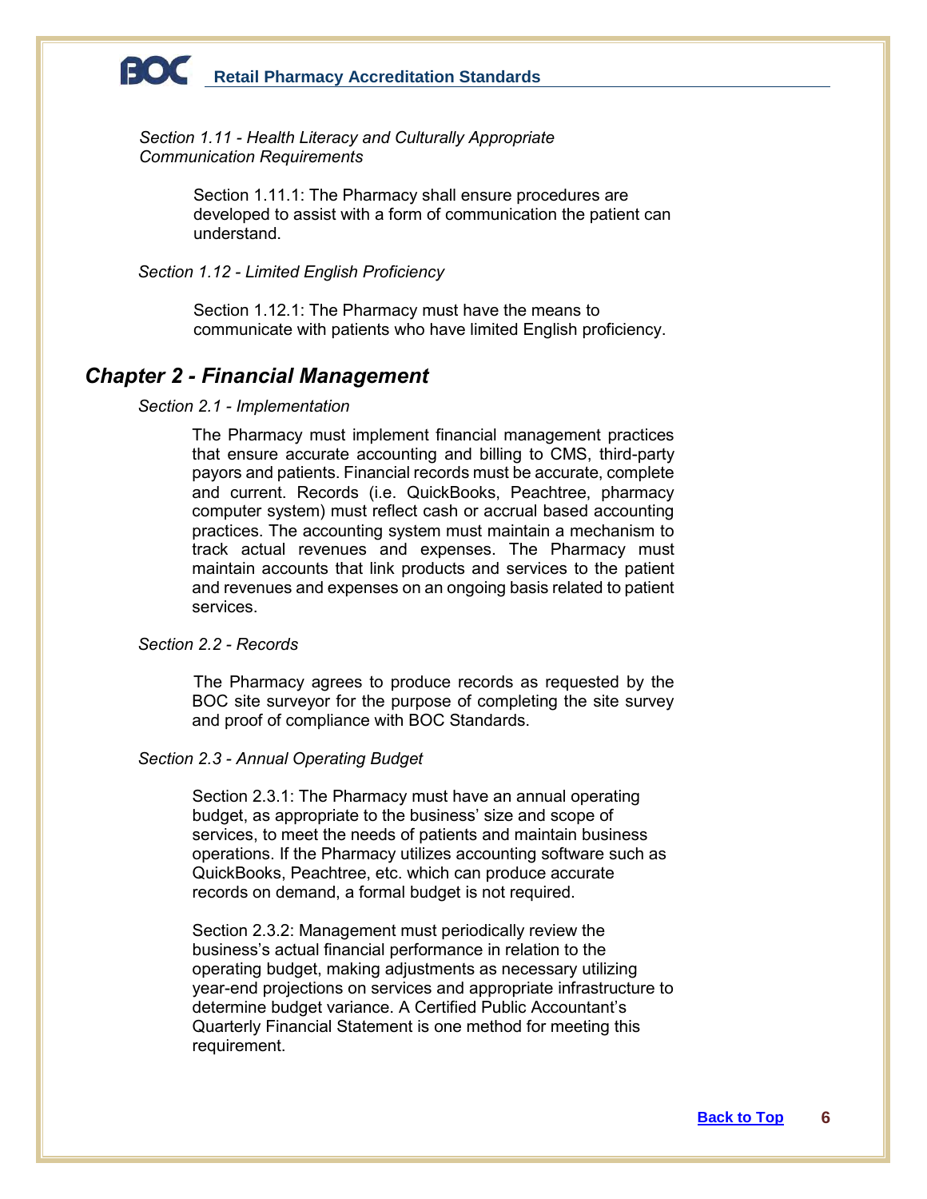*Section 1.11 - Health Literacy and Culturally Appropriate Communication Requirements*

Section 1.11.1: The Pharmacy shall ensure procedures are developed to assist with a form of communication the patient can understand.

*Section 1.12 - Limited English Proficiency*

Section 1.12.1: The Pharmacy must have the means to communicate with patients who have limited English proficiency.

## *Chapter 2 - Financial Management*

*Section 2.1 - Implementation*

The Pharmacy must implement financial management practices that ensure accurate accounting and billing to CMS, third-party payors and patients. Financial records must be accurate, complete and current. Records (i.e. QuickBooks, Peachtree, pharmacy computer system) must reflect cash or accrual based accounting practices. The accounting system must maintain a mechanism to track actual revenues and expenses. The Pharmacy must maintain accounts that link products and services to the patient and revenues and expenses on an ongoing basis related to patient services.

*Section 2.2 - Records*

The Pharmacy agrees to produce records as requested by the BOC site surveyor for the purpose of completing the site survey and proof of compliance with BOC Standards.

*Section 2.3 - Annual Operating Budget*

Section 2.3.1: The Pharmacy must have an annual operating budget, as appropriate to the business' size and scope of services, to meet the needs of patients and maintain business operations. If the Pharmacy utilizes accounting software such as QuickBooks, Peachtree, etc. which can produce accurate records on demand, a formal budget is not required.

Section 2.3.2: Management must periodically review the business's actual financial performance in relation to the operating budget, making adjustments as necessary utilizing year-end projections on services and appropriate infrastructure to determine budget variance. A Certified Public Accountant's Quarterly Financial Statement is one method for meeting this requirement.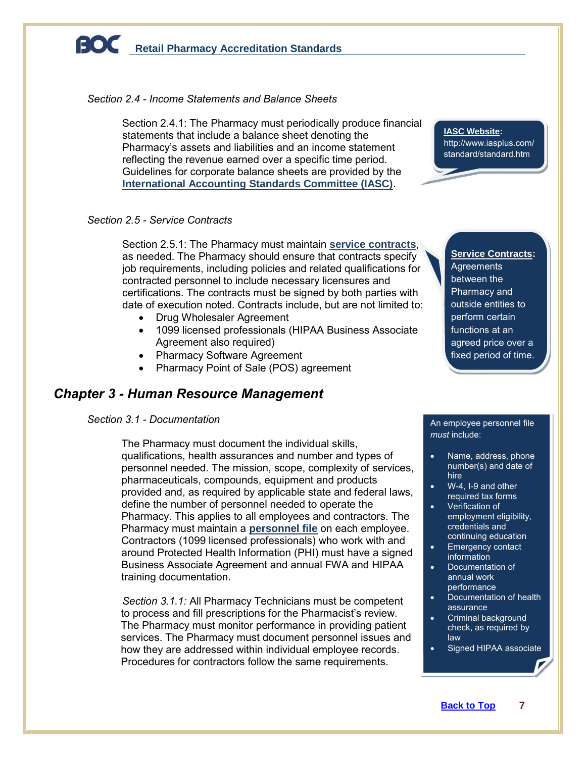*Section 2.4 - Income Statements and Balance Sheets*

Section 2.4.1: The Pharmacy must periodically produce financial statements that include a balance sheet denoting the Pharmacy's assets and liabilities and an income statement reflecting the revenue earned over a specific time period. Guidelines for corporate balance sheets are provided by the **International Accounting Standards Committee (IASC)**.

> **IASC Website:** http://www.iasplus.com/standard/standard.htm

*Section 2.5 - Service Contracts*

Section 2.5.1: The Pharmacy must maintain **service contracts**, as needed. The Pharmacy should ensure that contracts specify job requirements, including policies and related qualifications for contracted personnel to include necessary licensures and certifications. The contracts must be signed by both parties with date of execution noted. Contracts include, but are not limited to:

- Drug Wholesaler Agreement
- 1099 licensed professionals (HIPAA Business Associate Agreement also required)
- Pharmacy Software Agreement
- Pharmacy Point of Sale (POS) agreement

> **Service Contracts:** Agreements between the Pharmacy and outside entities to perform certain functions at an agreed price over a fixed period of time.

## *Chapter 3 - Human Resource Management*

*Section 3.1 - Documentation*

The Pharmacy must document the individual skills, qualifications, health assurances and number and types of personnel needed. The mission, scope, complexity of services, pharmaceuticals, compounds, equipment and products provided and, as required by applicable state and federal laws, define the number of personnel needed to operate the Pharmacy. This applies to all employees and contractors. The Pharmacy must maintain a **personnel file** on each employee. Contractors (1099 licensed professionals) who work with and around Protected Health Information (PHI) must have a signed Business Associate Agreement and annual FWA and HIPAA training documentation.

*Section 3.1.1:* All Pharmacy Technicians must be competent to process and fill prescriptions for the Pharmacist's review. The Pharmacy must monitor performance in providing patient services. The Pharmacy must document personnel issues and how they are addressed within individual employee records. Procedures for contractors follow the same requirements.

> An employee personnel file *must* include:
>
> - Name, address, phone number(s) and date of hire
> - W-4, I-9 and other required tax forms
> - Verification of employment eligibility, credentials and continuing education
> - Emergency contact information
> - Documentation of annual work performance
> - Documentation of health assurance
> - Criminal background check, as required by law
> - Signed HIPAA associate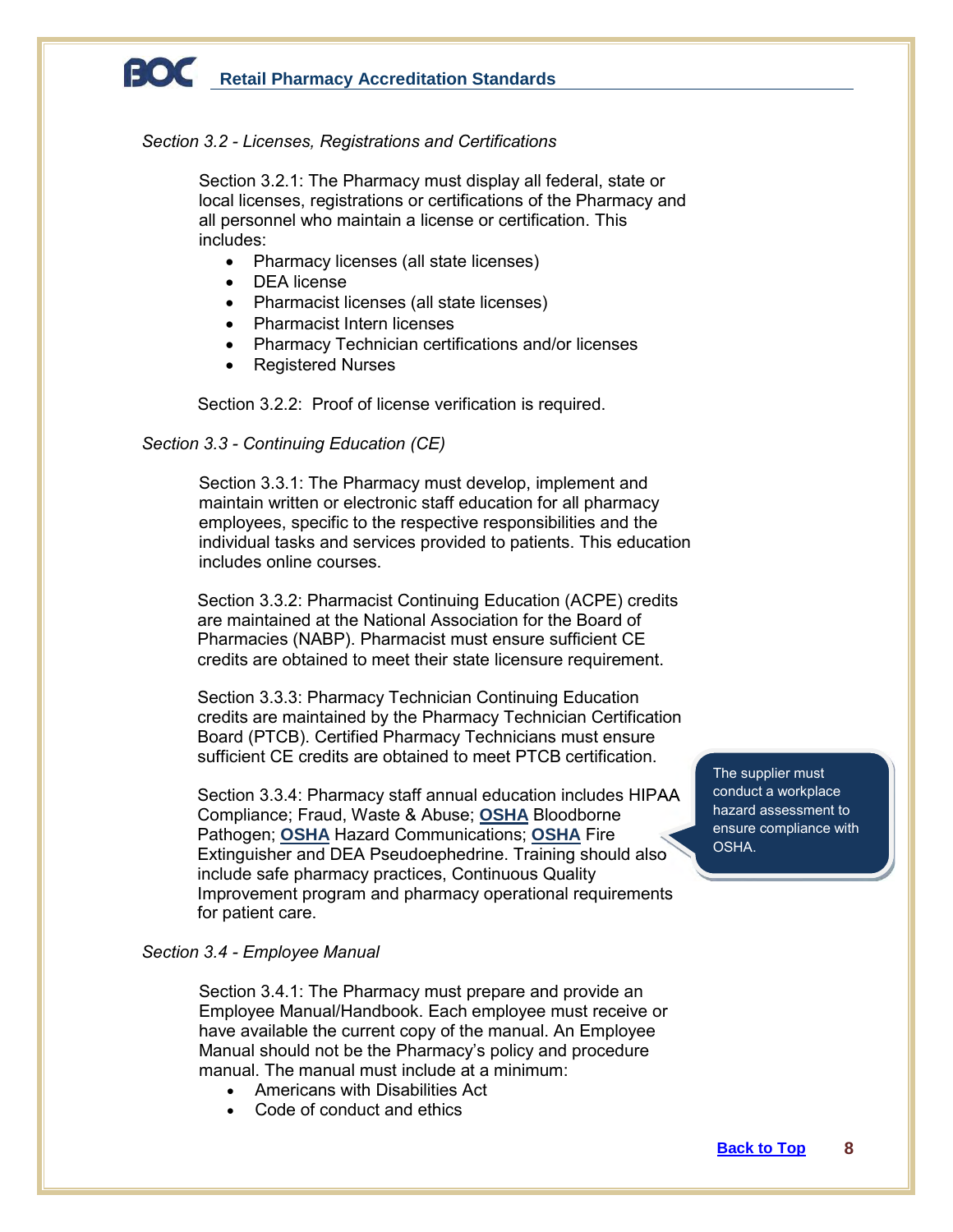*Section 3.2 - Licenses, Registrations and Certifications*

Section 3.2.1: The Pharmacy must display all federal, state or local licenses, registrations or certifications of the Pharmacy and all personnel who maintain a license or certification. This includes:

- Pharmacy licenses (all state licenses)
- DEA license
- Pharmacist licenses (all state licenses)
- Pharmacist Intern licenses
- Pharmacy Technician certifications and/or licenses
- Registered Nurses

Section 3.2.2: Proof of license verification is required.

*Section 3.3 - Continuing Education (CE)*

Section 3.3.1: The Pharmacy must develop, implement and maintain written or electronic staff education for all pharmacy employees, specific to the respective responsibilities and the individual tasks and services provided to patients. This education includes online courses.

Section 3.3.2: Pharmacist Continuing Education (ACPE) credits are maintained at the National Association for the Board of Pharmacies (NABP). Pharmacist must ensure sufficient CE credits are obtained to meet their state licensure requirement.

Section 3.3.3: Pharmacy Technician Continuing Education credits are maintained by the Pharmacy Technician Certification Board (PTCB). Certified Pharmacy Technicians must ensure sufficient CE credits are obtained to meet PTCB certification.

Section 3.3.4: Pharmacy staff annual education includes HIPAA Compliance; Fraud, Waste & Abuse; **OSHA** Bloodborne Pathogen; **OSHA** Hazard Communications; **OSHA** Fire Extinguisher and DEA Pseudoephedrine. Training should also include safe pharmacy practices, Continuous Quality Improvement program and pharmacy operational requirements for patient care.

> The supplier must conduct a workplace hazard assessment to ensure compliance with OSHA.

*Section 3.4 - Employee Manual*

Section 3.4.1: The Pharmacy must prepare and provide an Employee Manual/Handbook. Each employee must receive or have available the current copy of the manual. An Employee Manual should not be the Pharmacy's policy and procedure manual. The manual must include at a minimum:

- Americans with Disabilities Act
- Code of conduct and ethics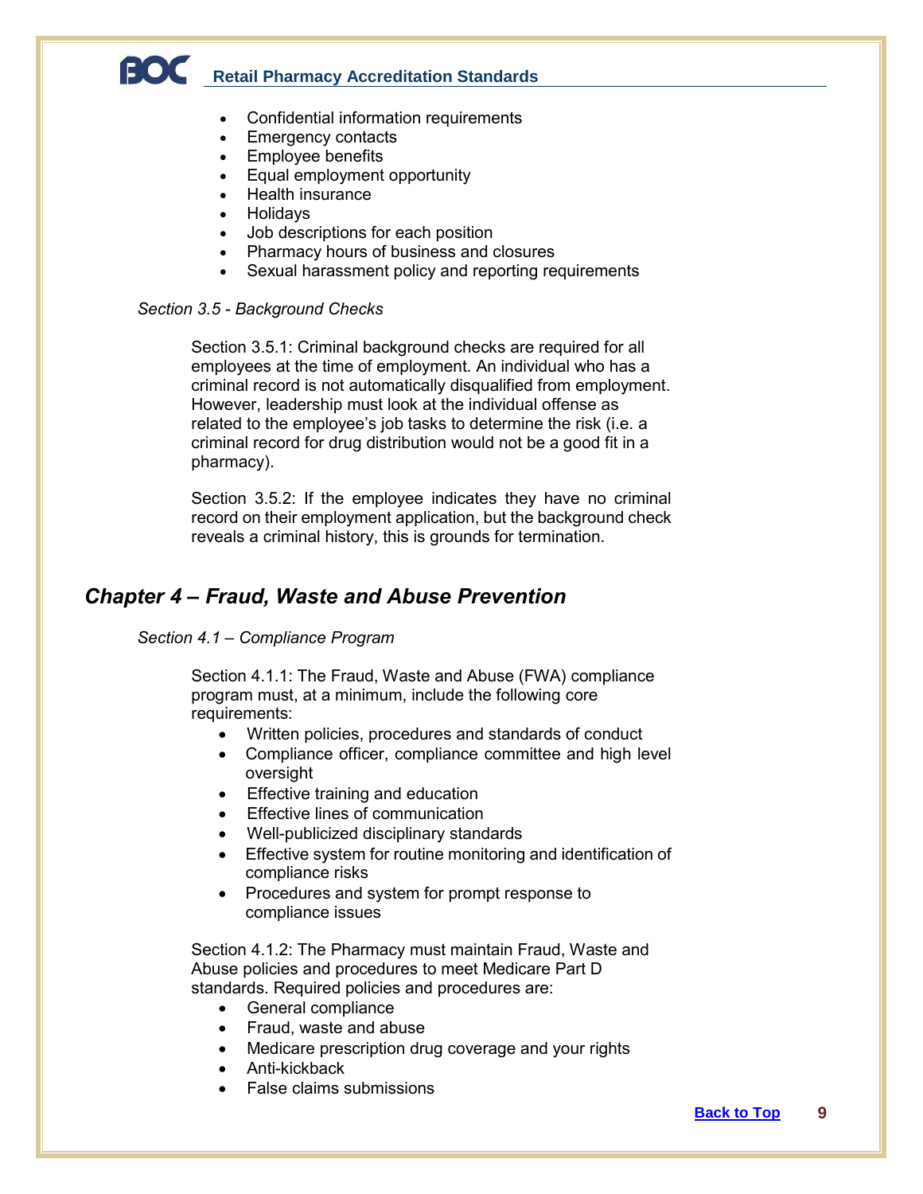- Confidential information requirements
- Emergency contacts
- Employee benefits
- Equal employment opportunity
- Health insurance
- Holidays
- Job descriptions for each position
- Pharmacy hours of business and closures
- Sexual harassment policy and reporting requirements

*Section 3.5 - Background Checks*

Section 3.5.1: Criminal background checks are required for all employees at the time of employment. An individual who has a criminal record is not automatically disqualified from employment. However, leadership must look at the individual offense as related to the employee's job tasks to determine the risk (i.e. a criminal record for drug distribution would not be a good fit in a pharmacy).

Section 3.5.2: If the employee indicates they have no criminal record on their employment application, but the background check reveals a criminal history, this is grounds for termination.

## *Chapter 4 – Fraud, Waste and Abuse Prevention*

*Section 4.1 – Compliance Program*

Section 4.1.1: The Fraud, Waste and Abuse (FWA) compliance program must, at a minimum, include the following core requirements:

- Written policies, procedures and standards of conduct
- Compliance officer, compliance committee and high level oversight
- Effective training and education
- Effective lines of communication
- Well-publicized disciplinary standards
- Effective system for routine monitoring and identification of compliance risks
- Procedures and system for prompt response to compliance issues

Section 4.1.2: The Pharmacy must maintain Fraud, Waste and Abuse policies and procedures to meet Medicare Part D standards. Required policies and procedures are:

- General compliance
- Fraud, waste and abuse
- Medicare prescription drug coverage and your rights
- Anti-kickback
- False claims submissions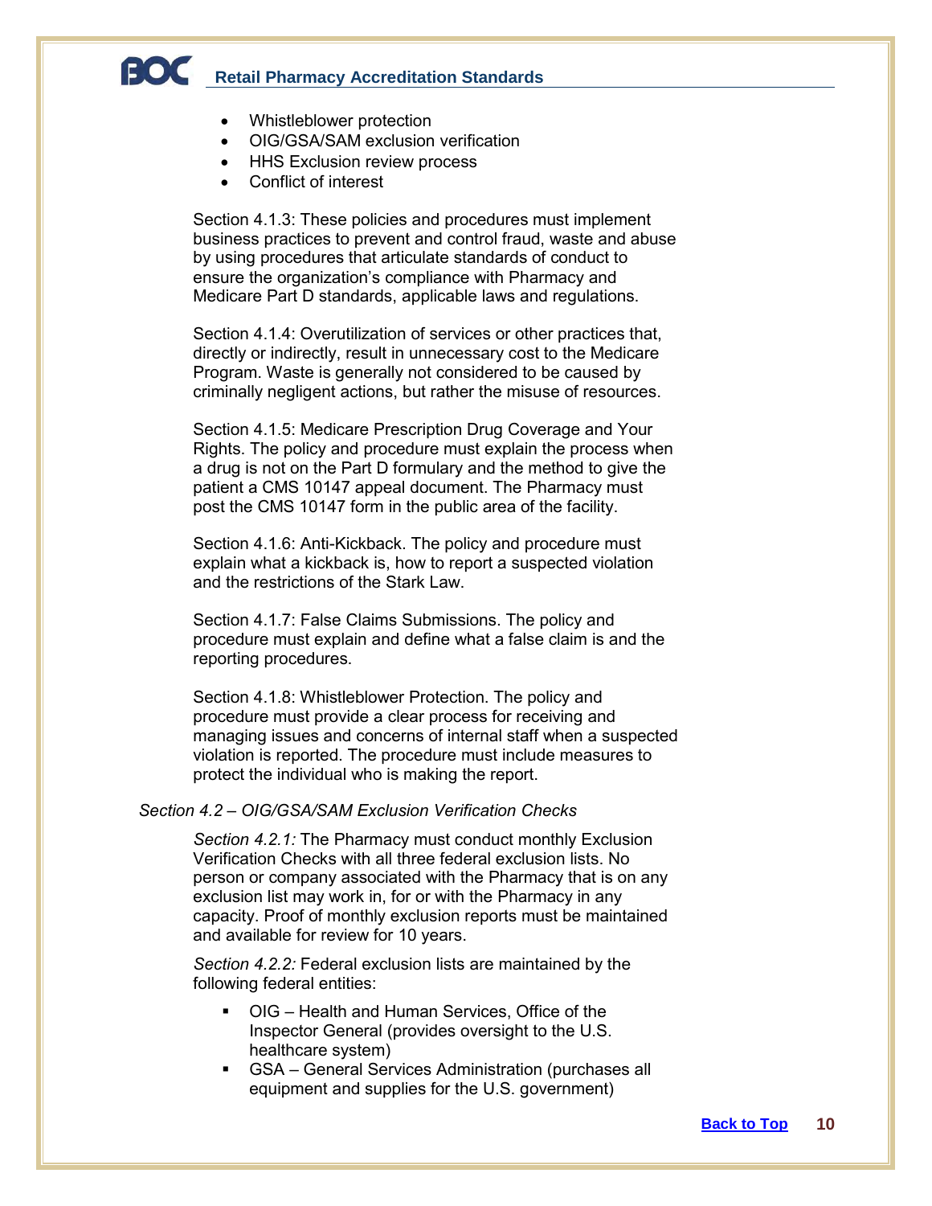- Whistleblower protection
- OIG/GSA/SAM exclusion verification
- HHS Exclusion review process
- Conflict of interest

Section 4.1.3: These policies and procedures must implement business practices to prevent and control fraud, waste and abuse by using procedures that articulate standards of conduct to ensure the organization's compliance with Pharmacy and Medicare Part D standards, applicable laws and regulations.

Section 4.1.4: Overutilization of services or other practices that, directly or indirectly, result in unnecessary cost to the Medicare Program. Waste is generally not considered to be caused by criminally negligent actions, but rather the misuse of resources.

Section 4.1.5: Medicare Prescription Drug Coverage and Your Rights. The policy and procedure must explain the process when a drug is not on the Part D formulary and the method to give the patient a CMS 10147 appeal document. The Pharmacy must post the CMS 10147 form in the public area of the facility.

Section 4.1.6: Anti-Kickback. The policy and procedure must explain what a kickback is, how to report a suspected violation and the restrictions of the Stark Law.

Section 4.1.7: False Claims Submissions. The policy and procedure must explain and define what a false claim is and the reporting procedures.

Section 4.1.8: Whistleblower Protection. The policy and procedure must provide a clear process for receiving and managing issues and concerns of internal staff when a suspected violation is reported. The procedure must include measures to protect the individual who is making the report.

### *Section 4.2 – OIG/GSA/SAM Exclusion Verification Checks*

*Section 4.2.1:* The Pharmacy must conduct monthly Exclusion Verification Checks with all three federal exclusion lists. No person or company associated with the Pharmacy that is on any exclusion list may work in, for or with the Pharmacy in any capacity. Proof of monthly exclusion reports must be maintained and available for review for 10 years.

*Section 4.2.2:* Federal exclusion lists are maintained by the following federal entities:

- OIG – Health and Human Services, Office of the Inspector General (provides oversight to the U.S. healthcare system)
- GSA – General Services Administration (purchases all equipment and supplies for the U.S. government)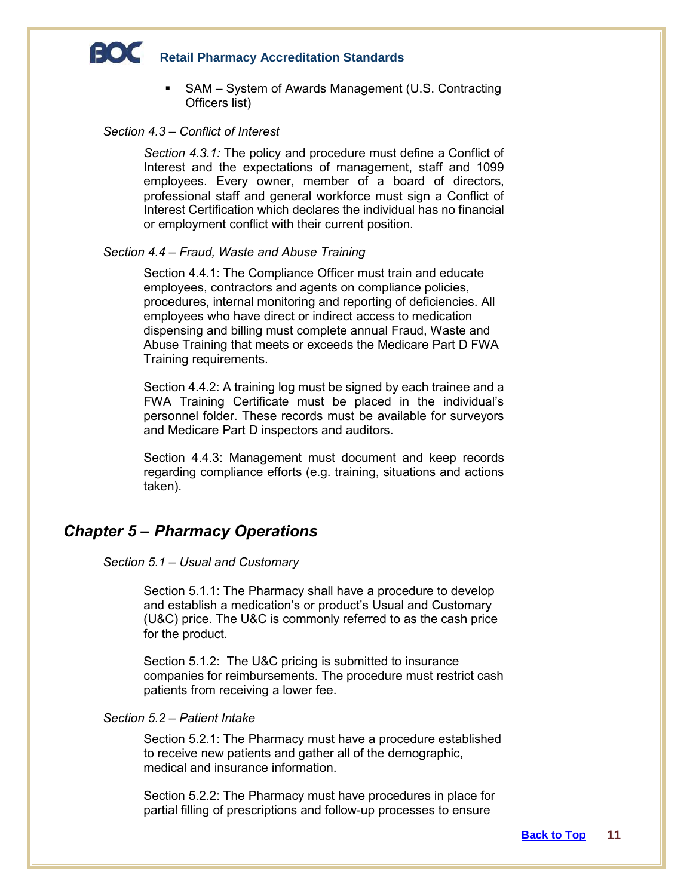- SAM – System of Awards Management (U.S. Contracting Officers list)

*Section 4.3 – Conflict of Interest*

*Section 4.3.1:* The policy and procedure must define a Conflict of Interest and the expectations of management, staff and 1099 employees. Every owner, member of a board of directors, professional staff and general workforce must sign a Conflict of Interest Certification which declares the individual has no financial or employment conflict with their current position.

*Section 4.4 – Fraud, Waste and Abuse Training*

Section 4.4.1: The Compliance Officer must train and educate employees, contractors and agents on compliance policies, procedures, internal monitoring and reporting of deficiencies. All employees who have direct or indirect access to medication dispensing and billing must complete annual Fraud, Waste and Abuse Training that meets or exceeds the Medicare Part D FWA Training requirements.

Section 4.4.2: A training log must be signed by each trainee and a FWA Training Certificate must be placed in the individual's personnel folder. These records must be available for surveyors and Medicare Part D inspectors and auditors.

Section 4.4.3: Management must document and keep records regarding compliance efforts (e.g. training, situations and actions taken).

## *Chapter 5 – Pharmacy Operations*

*Section 5.1 – Usual and Customary*

Section 5.1.1: The Pharmacy shall have a procedure to develop and establish a medication's or product's Usual and Customary (U&C) price. The U&C is commonly referred to as the cash price for the product.

Section 5.1.2: The U&C pricing is submitted to insurance companies for reimbursements. The procedure must restrict cash patients from receiving a lower fee.

*Section 5.2 – Patient Intake*

Section 5.2.1: The Pharmacy must have a procedure established to receive new patients and gather all of the demographic, medical and insurance information.

Section 5.2.2: The Pharmacy must have procedures in place for partial filling of prescriptions and follow-up processes to ensure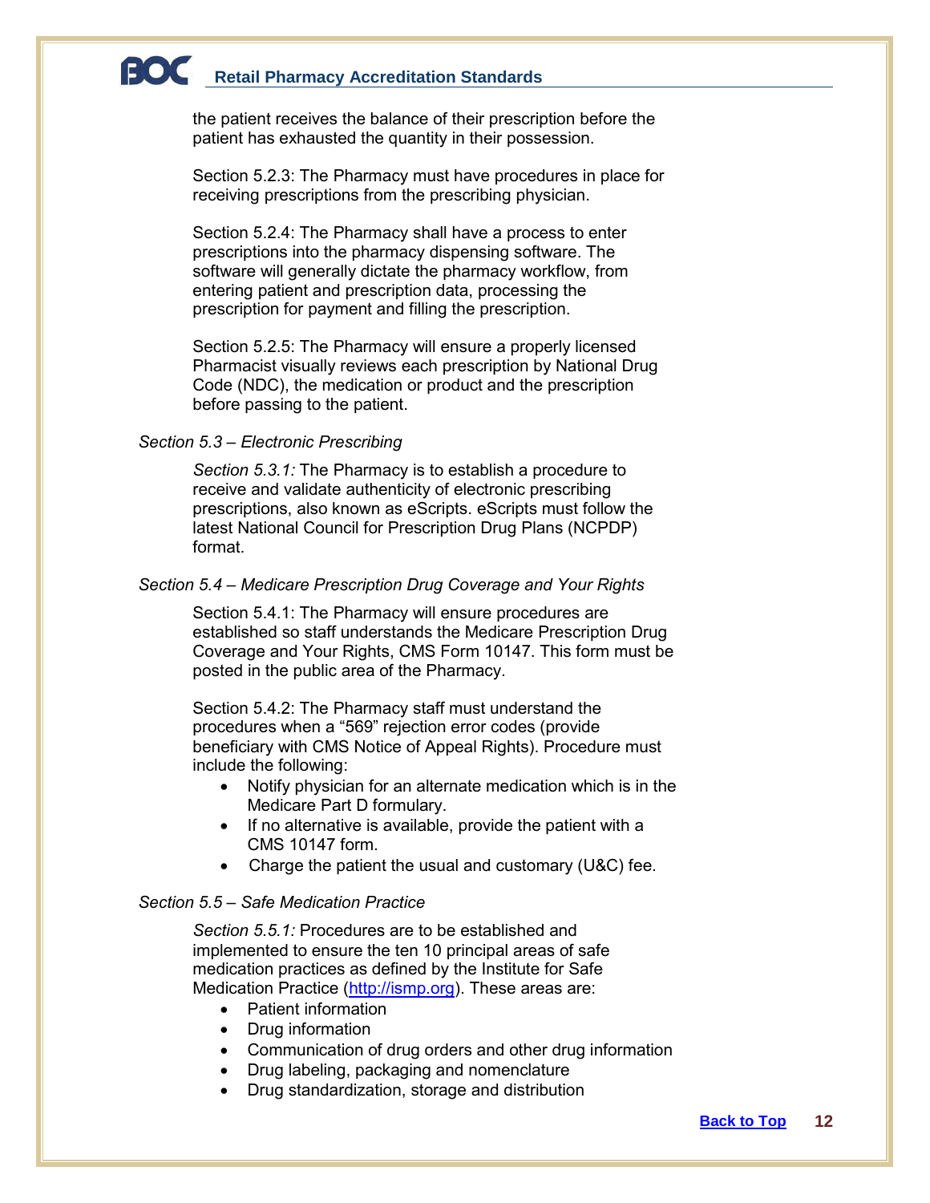the patient receives the balance of their prescription before the patient has exhausted the quantity in their possession.

Section 5.2.3: The Pharmacy must have procedures in place for receiving prescriptions from the prescribing physician.

Section 5.2.4: The Pharmacy shall have a process to enter prescriptions into the pharmacy dispensing software. The software will generally dictate the pharmacy workflow, from entering patient and prescription data, processing the prescription for payment and filling the prescription.

Section 5.2.5: The Pharmacy will ensure a properly licensed Pharmacist visually reviews each prescription by National Drug Code (NDC), the medication or product and the prescription before passing to the patient.

*Section 5.3 – Electronic Prescribing*

*Section 5.3.1:* The Pharmacy is to establish a procedure to receive and validate authenticity of electronic prescribing prescriptions, also known as eScripts. eScripts must follow the latest National Council for Prescription Drug Plans (NCPDP) format.

*Section 5.4 – Medicare Prescription Drug Coverage and Your Rights*

Section 5.4.1: The Pharmacy will ensure procedures are established so staff understands the Medicare Prescription Drug Coverage and Your Rights, CMS Form 10147. This form must be posted in the public area of the Pharmacy.

Section 5.4.2: The Pharmacy staff must understand the procedures when a "569" rejection error codes (provide beneficiary with CMS Notice of Appeal Rights). Procedure must include the following:

- Notify physician for an alternate medication which is in the Medicare Part D formulary.
- If no alternative is available, provide the patient with a CMS 10147 form.
- Charge the patient the usual and customary (U&C) fee.

*Section 5.5 – Safe Medication Practice*

*Section 5.5.1:* Procedures are to be established and implemented to ensure the ten 10 principal areas of safe medication practices as defined by the Institute for Safe Medication Practice (http://ismp.org). These areas are:

- Patient information
- Drug information
- Communication of drug orders and other drug information
- Drug labeling, packaging and nomenclature
- Drug standardization, storage and distribution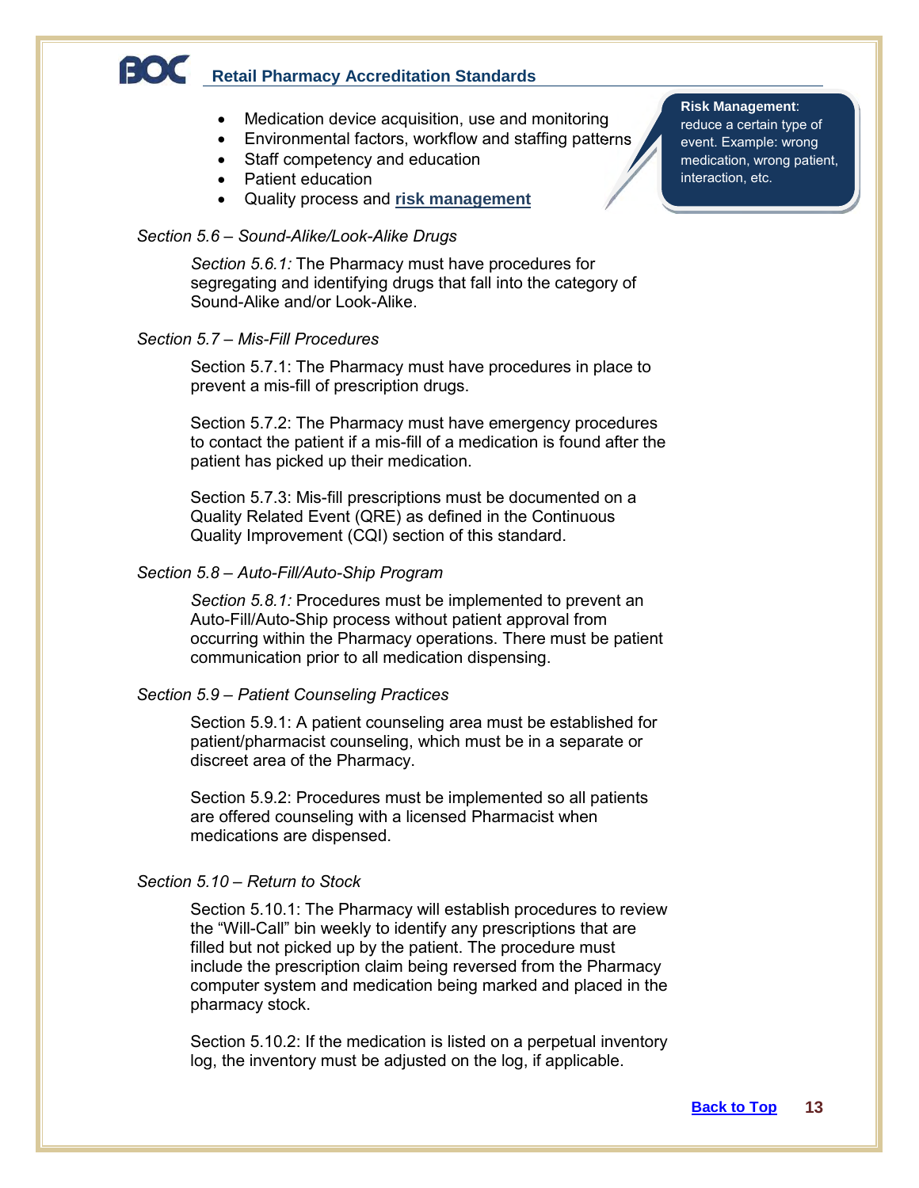- Medication device acquisition, use and monitoring
- Environmental factors, workflow and staffing patterns
- Staff competency and education
- Patient education
- Quality process and **risk management**

> **Risk Management**: reduce a certain type of event. Example: wrong medication, wrong patient, interaction, etc.

*Section 5.6 – Sound-Alike/Look-Alike Drugs*

*Section 5.6.1:* The Pharmacy must have procedures for segregating and identifying drugs that fall into the category of Sound-Alike and/or Look-Alike.

*Section 5.7 – Mis-Fill Procedures*

Section 5.7.1: The Pharmacy must have procedures in place to prevent a mis-fill of prescription drugs.

Section 5.7.2: The Pharmacy must have emergency procedures to contact the patient if a mis-fill of a medication is found after the patient has picked up their medication.

Section 5.7.3: Mis-fill prescriptions must be documented on a Quality Related Event (QRE) as defined in the Continuous Quality Improvement (CQI) section of this standard.

*Section 5.8 – Auto-Fill/Auto-Ship Program*

*Section 5.8.1:* Procedures must be implemented to prevent an Auto-Fill/Auto-Ship process without patient approval from occurring within the Pharmacy operations. There must be patient communication prior to all medication dispensing.

*Section 5.9 – Patient Counseling Practices*

Section 5.9.1: A patient counseling area must be established for patient/pharmacist counseling, which must be in a separate or discreet area of the Pharmacy.

Section 5.9.2: Procedures must be implemented so all patients are offered counseling with a licensed Pharmacist when medications are dispensed.

*Section 5.10 – Return to Stock*

Section 5.10.1: The Pharmacy will establish procedures to review the "Will-Call" bin weekly to identify any prescriptions that are filled but not picked up by the patient. The procedure must include the prescription claim being reversed from the Pharmacy computer system and medication being marked and placed in the pharmacy stock.

Section 5.10.2: If the medication is listed on a perpetual inventory log, the inventory must be adjusted on the log, if applicable.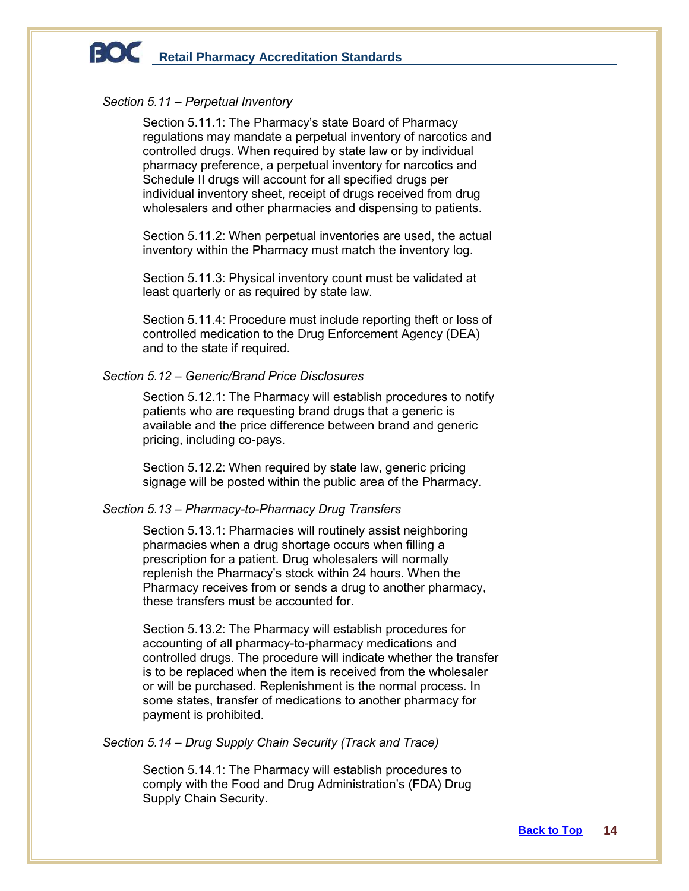*Section 5.11 – Perpetual Inventory*

Section 5.11.1: The Pharmacy's state Board of Pharmacy regulations may mandate a perpetual inventory of narcotics and controlled drugs. When required by state law or by individual pharmacy preference, a perpetual inventory for narcotics and Schedule II drugs will account for all specified drugs per individual inventory sheet, receipt of drugs received from drug wholesalers and other pharmacies and dispensing to patients.

Section 5.11.2: When perpetual inventories are used, the actual inventory within the Pharmacy must match the inventory log.

Section 5.11.3: Physical inventory count must be validated at least quarterly or as required by state law.

Section 5.11.4: Procedure must include reporting theft or loss of controlled medication to the Drug Enforcement Agency (DEA) and to the state if required.

*Section 5.12 – Generic/Brand Price Disclosures*

Section 5.12.1: The Pharmacy will establish procedures to notify patients who are requesting brand drugs that a generic is available and the price difference between brand and generic pricing, including co-pays.

Section 5.12.2: When required by state law, generic pricing signage will be posted within the public area of the Pharmacy.

*Section 5.13 – Pharmacy-to-Pharmacy Drug Transfers*

Section 5.13.1: Pharmacies will routinely assist neighboring pharmacies when a drug shortage occurs when filling a prescription for a patient. Drug wholesalers will normally replenish the Pharmacy's stock within 24 hours. When the Pharmacy receives from or sends a drug to another pharmacy, these transfers must be accounted for.

Section 5.13.2: The Pharmacy will establish procedures for accounting of all pharmacy-to-pharmacy medications and controlled drugs. The procedure will indicate whether the transfer is to be replaced when the item is received from the wholesaler or will be purchased. Replenishment is the normal process. In some states, transfer of medications to another pharmacy for payment is prohibited.

*Section 5.14 – Drug Supply Chain Security (Track and Trace)*

Section 5.14.1: The Pharmacy will establish procedures to comply with the Food and Drug Administration's (FDA) Drug Supply Chain Security.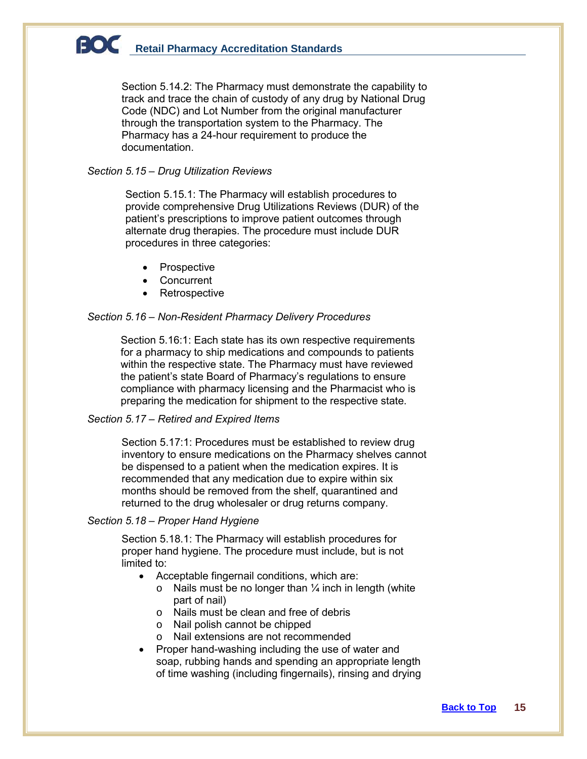Section 5.14.2: The Pharmacy must demonstrate the capability to track and trace the chain of custody of any drug by National Drug Code (NDC) and Lot Number from the original manufacturer through the transportation system to the Pharmacy. The Pharmacy has a 24-hour requirement to produce the documentation.

*Section 5.15 – Drug Utilization Reviews*

Section 5.15.1: The Pharmacy will establish procedures to provide comprehensive Drug Utilizations Reviews (DUR) of the patient's prescriptions to improve patient outcomes through alternate drug therapies. The procedure must include DUR procedures in three categories:

- Prospective
- Concurrent
- Retrospective

*Section 5.16 – Non-Resident Pharmacy Delivery Procedures*

Section 5.16:1: Each state has its own respective requirements for a pharmacy to ship medications and compounds to patients within the respective state. The Pharmacy must have reviewed the patient's state Board of Pharmacy's regulations to ensure compliance with pharmacy licensing and the Pharmacist who is preparing the medication for shipment to the respective state.

*Section 5.17 – Retired and Expired Items*

Section 5.17:1: Procedures must be established to review drug inventory to ensure medications on the Pharmacy shelves cannot be dispensed to a patient when the medication expires. It is recommended that any medication due to expire within six months should be removed from the shelf, quarantined and returned to the drug wholesaler or drug returns company.

*Section 5.18 – Proper Hand Hygiene*

Section 5.18.1: The Pharmacy will establish procedures for proper hand hygiene. The procedure must include, but is not limited to:

- Acceptable fingernail conditions, which are:
  - Nails must be no longer than ¼ inch in length (white part of nail)
  - Nails must be clean and free of debris
  - Nail polish cannot be chipped
  - Nail extensions are not recommended
- Proper hand-washing including the use of water and soap, rubbing hands and spending an appropriate length of time washing (including fingernails), rinsing and drying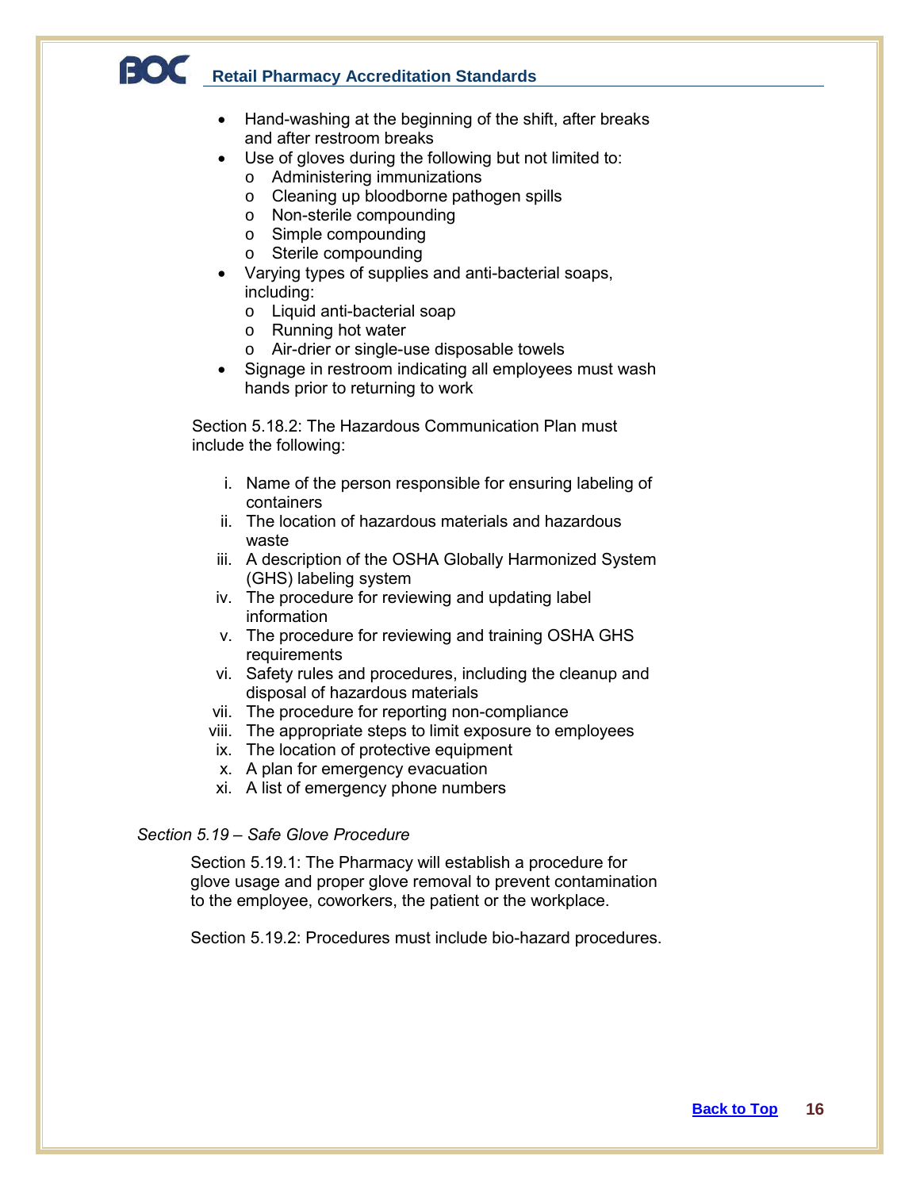- Hand-washing at the beginning of the shift, after breaks and after restroom breaks
- Use of gloves during the following but not limited to:
    - Administering immunizations
    - Cleaning up bloodborne pathogen spills
    - Non-sterile compounding
    - Simple compounding
    - Sterile compounding
- Varying types of supplies and anti-bacterial soaps, including:
    - Liquid anti-bacterial soap
    - Running hot water
    - Air-drier or single-use disposable towels
- Signage in restroom indicating all employees must wash hands prior to returning to work

Section 5.18.2: The Hazardous Communication Plan must include the following:

i. Name of the person responsible for ensuring labeling of containers
ii. The location of hazardous materials and hazardous waste
iii. A description of the OSHA Globally Harmonized System (GHS) labeling system
iv. The procedure for reviewing and updating label information
v. The procedure for reviewing and training OSHA GHS requirements
vi. Safety rules and procedures, including the cleanup and disposal of hazardous materials
vii. The procedure for reporting non-compliance
viii. The appropriate steps to limit exposure to employees
ix. The location of protective equipment
x. A plan for emergency evacuation
xi. A list of emergency phone numbers

*Section 5.19 – Safe Glove Procedure*

Section 5.19.1: The Pharmacy will establish a procedure for glove usage and proper glove removal to prevent contamination to the employee, coworkers, the patient or the workplace.

Section 5.19.2: Procedures must include bio-hazard procedures.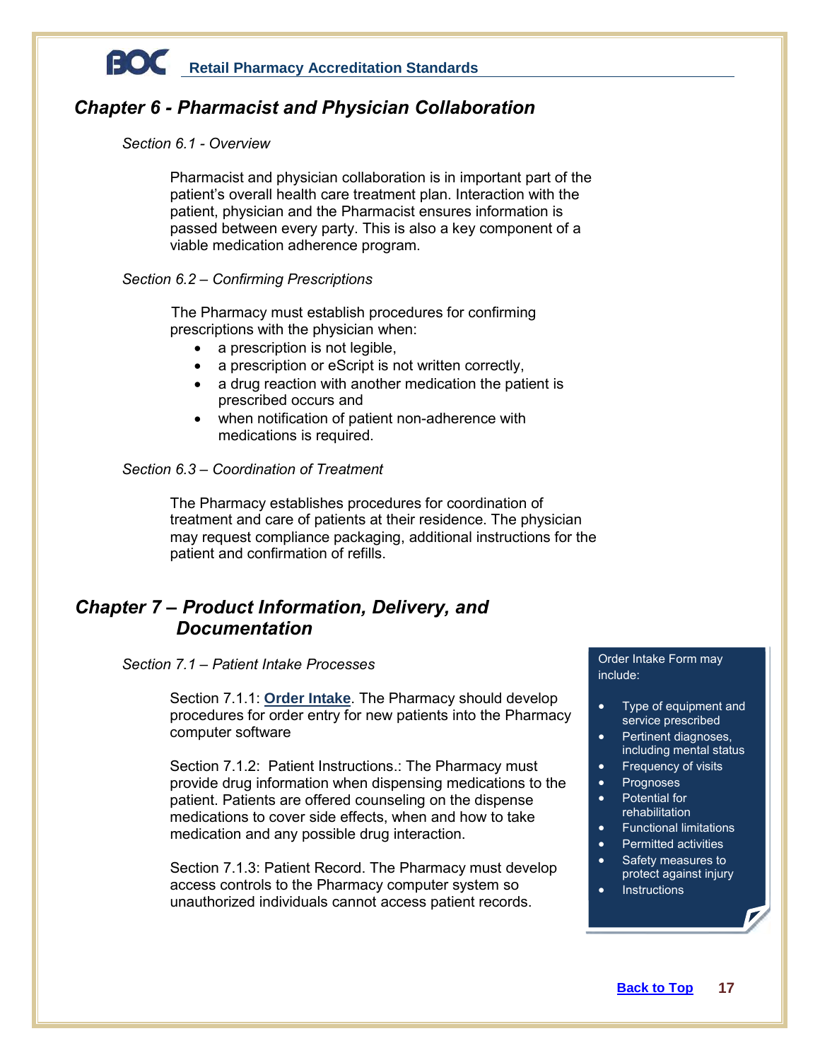## *Chapter 6 - Pharmacist and Physician Collaboration*

*Section 6.1 - Overview*

Pharmacist and physician collaboration is in important part of the patient's overall health care treatment plan. Interaction with the patient, physician and the Pharmacist ensures information is passed between every party. This is also a key component of a viable medication adherence program.

*Section 6.2 – Confirming Prescriptions*

The Pharmacy must establish procedures for confirming prescriptions with the physician when:

- a prescription is not legible,
- a prescription or eScript is not written correctly,
- a drug reaction with another medication the patient is prescribed occurs and
- when notification of patient non-adherence with medications is required.

*Section 6.3 – Coordination of Treatment*

The Pharmacy establishes procedures for coordination of treatment and care of patients at their residence. The physician may request compliance packaging, additional instructions for the patient and confirmation of refills.

## *Chapter 7 – Product Information, Delivery, and Documentation*

*Section 7.1 – Patient Intake Processes*

Section 7.1.1: **Order Intake**. The Pharmacy should develop procedures for order entry for new patients into the Pharmacy computer software

Section 7.1.2: Patient Instructions.: The Pharmacy must provide drug information when dispensing medications to the patient. Patients are offered counseling on the dispense medications to cover side effects, when and how to take medication and any possible drug interaction.

Section 7.1.3: Patient Record. The Pharmacy must develop access controls to the Pharmacy computer system so unauthorized individuals cannot access patient records.

Order Intake Form may include:

- Type of equipment and service prescribed
- Pertinent diagnoses, including mental status
- Frequency of visits
- Prognoses
- Potential for rehabilitation
- Functional limitations
- Permitted activities
- Safety measures to protect against injury
- Instructions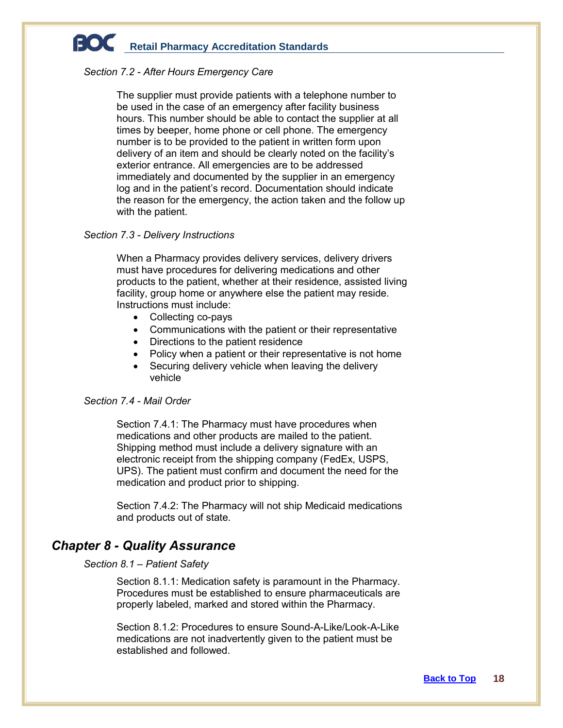### *Section 7.2 - After Hours Emergency Care*

The supplier must provide patients with a telephone number to be used in the case of an emergency after facility business hours. This number should be able to contact the supplier at all times by beeper, home phone or cell phone. The emergency number is to be provided to the patient in written form upon delivery of an item and should be clearly noted on the facility's exterior entrance. All emergencies are to be addressed immediately and documented by the supplier in an emergency log and in the patient's record. Documentation should indicate the reason for the emergency, the action taken and the follow up with the patient.

### *Section 7.3 - Delivery Instructions*

When a Pharmacy provides delivery services, delivery drivers must have procedures for delivering medications and other products to the patient, whether at their residence, assisted living facility, group home or anywhere else the patient may reside. Instructions must include:

- Collecting co-pays
- Communications with the patient or their representative
- Directions to the patient residence
- Policy when a patient or their representative is not home
- Securing delivery vehicle when leaving the delivery vehicle

### *Section 7.4 - Mail Order*

Section 7.4.1: The Pharmacy must have procedures when medications and other products are mailed to the patient. Shipping method must include a delivery signature with an electronic receipt from the shipping company (FedEx, USPS, UPS). The patient must confirm and document the need for the medication and product prior to shipping.

Section 7.4.2: The Pharmacy will not ship Medicaid medications and products out of state.

## *Chapter 8 - Quality Assurance*

### *Section 8.1 – Patient Safety*

Section 8.1.1: Medication safety is paramount in the Pharmacy. Procedures must be established to ensure pharmaceuticals are properly labeled, marked and stored within the Pharmacy.

Section 8.1.2: Procedures to ensure Sound-A-Like/Look-A-Like medications are not inadvertently given to the patient must be established and followed.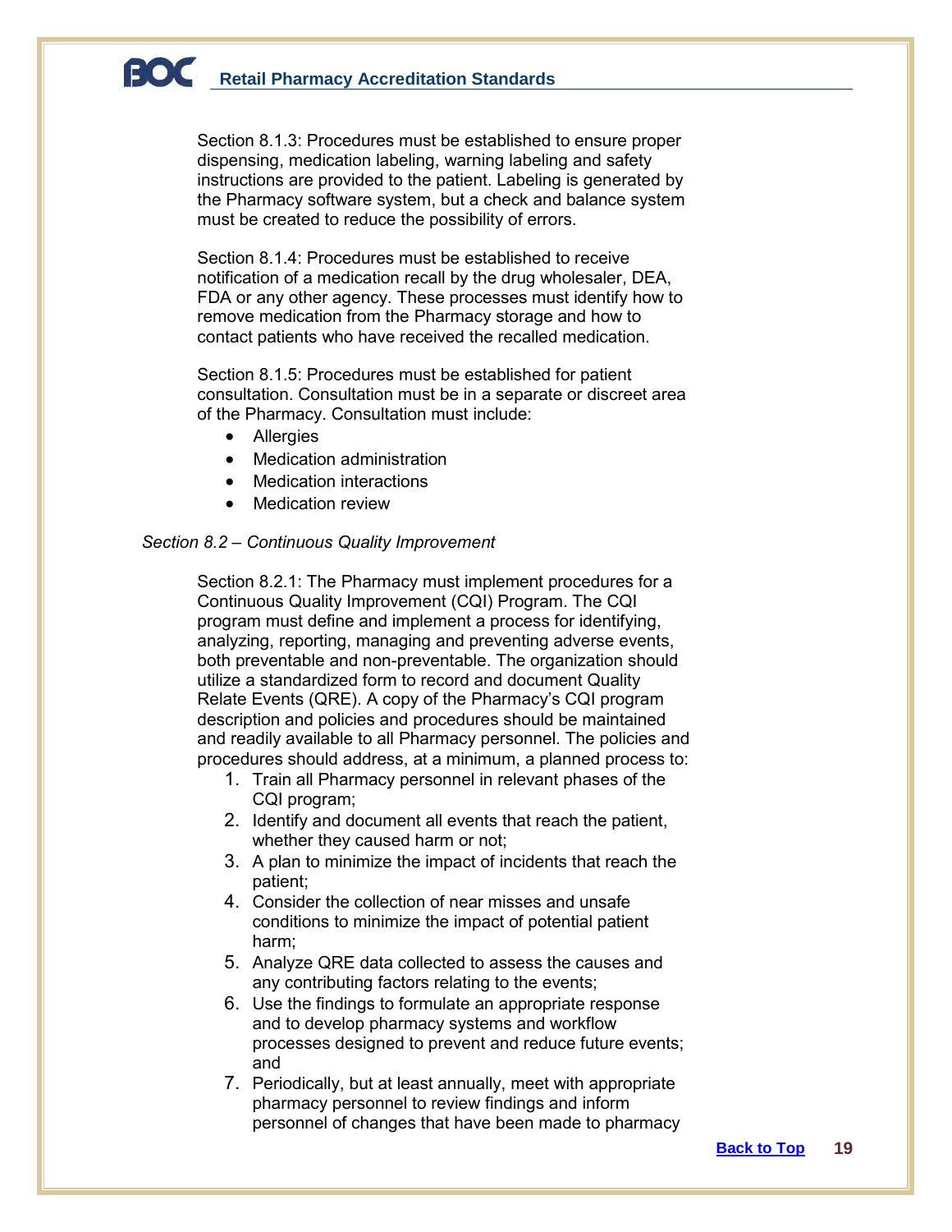Section 8.1.3: Procedures must be established to ensure proper dispensing, medication labeling, warning labeling and safety instructions are provided to the patient. Labeling is generated by the Pharmacy software system, but a check and balance system must be created to reduce the possibility of errors.

Section 8.1.4: Procedures must be established to receive notification of a medication recall by the drug wholesaler, DEA, FDA or any other agency. These processes must identify how to remove medication from the Pharmacy storage and how to contact patients who have received the recalled medication.

Section 8.1.5: Procedures must be established for patient consultation. Consultation must be in a separate or discreet area of the Pharmacy. Consultation must include:

- Allergies
- Medication administration
- Medication interactions
- Medication review

*Section 8.2 – Continuous Quality Improvement*

Section 8.2.1: The Pharmacy must implement procedures for a Continuous Quality Improvement (CQI) Program. The CQI program must define and implement a process for identifying, analyzing, reporting, managing and preventing adverse events, both preventable and non-preventable. The organization should utilize a standardized form to record and document Quality Relate Events (QRE). A copy of the Pharmacy's CQI program description and policies and procedures should be maintained and readily available to all Pharmacy personnel. The policies and procedures should address, at a minimum, a planned process to:

1. Train all Pharmacy personnel in relevant phases of the CQI program;
2. Identify and document all events that reach the patient, whether they caused harm or not;
3. A plan to minimize the impact of incidents that reach the patient;
4. Consider the collection of near misses and unsafe conditions to minimize the impact of potential patient harm;
5. Analyze QRE data collected to assess the causes and any contributing factors relating to the events;
6. Use the findings to formulate an appropriate response and to develop pharmacy systems and workflow processes designed to prevent and reduce future events; and
7. Periodically, but at least annually, meet with appropriate pharmacy personnel to review findings and inform personnel of changes that have been made to pharmacy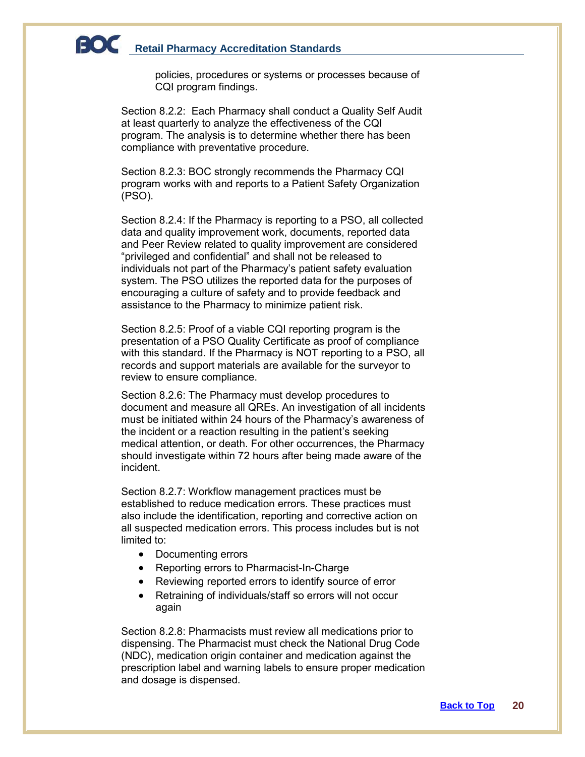policies, procedures or systems or processes because of CQI program findings.

Section 8.2.2: Each Pharmacy shall conduct a Quality Self Audit at least quarterly to analyze the effectiveness of the CQI program. The analysis is to determine whether there has been compliance with preventative procedure.

Section 8.2.3: BOC strongly recommends the Pharmacy CQI program works with and reports to a Patient Safety Organization (PSO).

Section 8.2.4: If the Pharmacy is reporting to a PSO, all collected data and quality improvement work, documents, reported data and Peer Review related to quality improvement are considered "privileged and confidential" and shall not be released to individuals not part of the Pharmacy's patient safety evaluation system. The PSO utilizes the reported data for the purposes of encouraging a culture of safety and to provide feedback and assistance to the Pharmacy to minimize patient risk.

Section 8.2.5: Proof of a viable CQI reporting program is the presentation of a PSO Quality Certificate as proof of compliance with this standard. If the Pharmacy is NOT reporting to a PSO, all records and support materials are available for the surveyor to review to ensure compliance.

Section 8.2.6: The Pharmacy must develop procedures to document and measure all QREs. An investigation of all incidents must be initiated within 24 hours of the Pharmacy's awareness of the incident or a reaction resulting in the patient's seeking medical attention, or death. For other occurrences, the Pharmacy should investigate within 72 hours after being made aware of the incident.

Section 8.2.7: Workflow management practices must be established to reduce medication errors. These practices must also include the identification, reporting and corrective action on all suspected medication errors. This process includes but is not limited to:

- Documenting errors
- Reporting errors to Pharmacist-In-Charge
- Reviewing reported errors to identify source of error
- Retraining of individuals/staff so errors will not occur again

Section 8.2.8: Pharmacists must review all medications prior to dispensing. The Pharmacist must check the National Drug Code (NDC), medication origin container and medication against the prescription label and warning labels to ensure proper medication and dosage is dispensed.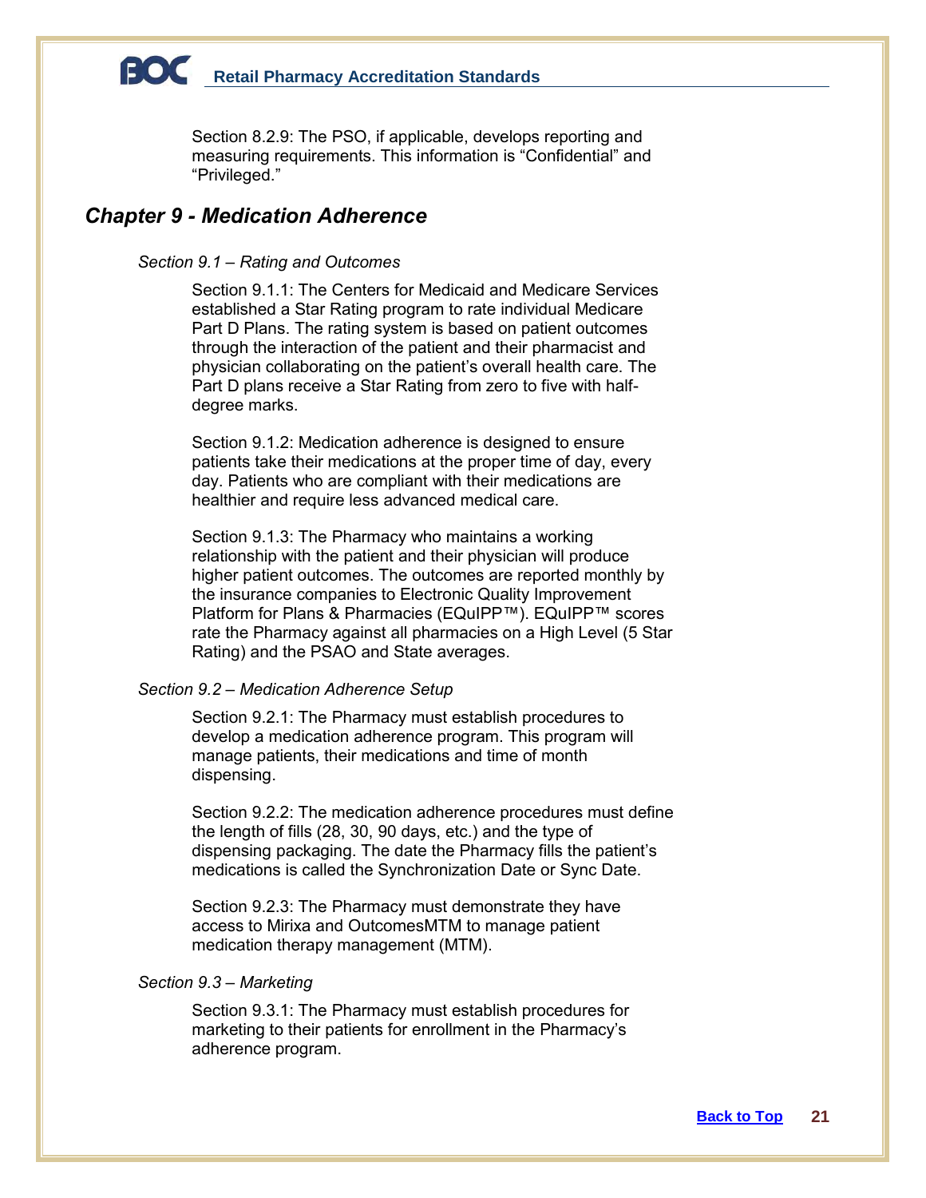Section 8.2.9: The PSO, if applicable, develops reporting and measuring requirements. This information is “Confidential” and “Privileged.”

## *Chapter 9 - Medication Adherence*

### *Section 9.1 – Rating and Outcomes*

Section 9.1.1: The Centers for Medicaid and Medicare Services established a Star Rating program to rate individual Medicare Part D Plans. The rating system is based on patient outcomes through the interaction of the patient and their pharmacist and physician collaborating on the patient’s overall health care. The Part D plans receive a Star Rating from zero to five with half-degree marks.

Section 9.1.2: Medication adherence is designed to ensure patients take their medications at the proper time of day, every day. Patients who are compliant with their medications are healthier and require less advanced medical care.

Section 9.1.3: The Pharmacy who maintains a working relationship with the patient and their physician will produce higher patient outcomes. The outcomes are reported monthly by the insurance companies to Electronic Quality Improvement Platform for Plans & Pharmacies (EQuIPP™). EQuIPP™ scores rate the Pharmacy against all pharmacies on a High Level (5 Star Rating) and the PSAO and State averages.

### *Section 9.2 – Medication Adherence Setup*

Section 9.2.1: The Pharmacy must establish procedures to develop a medication adherence program. This program will manage patients, their medications and time of month dispensing.

Section 9.2.2: The medication adherence procedures must define the length of fills (28, 30, 90 days, etc.) and the type of dispensing packaging. The date the Pharmacy fills the patient’s medications is called the Synchronization Date or Sync Date.

Section 9.2.3: The Pharmacy must demonstrate they have access to Mirixa and OutcomesMTM to manage patient medication therapy management (MTM).

### *Section 9.3 – Marketing*

Section 9.3.1: The Pharmacy must establish procedures for marketing to their patients for enrollment in the Pharmacy’s adherence program.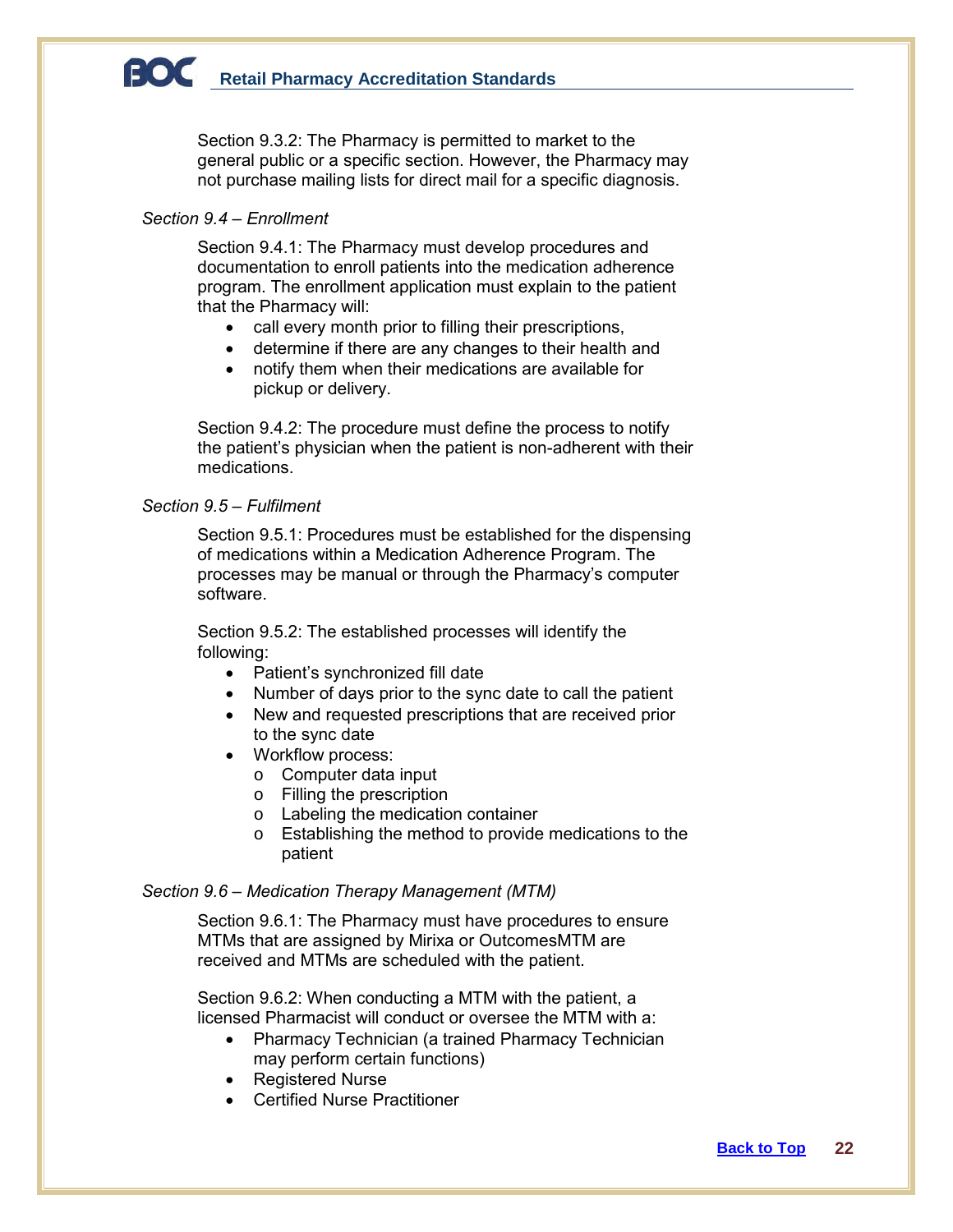Section 9.3.2: The Pharmacy is permitted to market to the general public or a specific section. However, the Pharmacy may not purchase mailing lists for direct mail for a specific diagnosis.

*Section 9.4 – Enrollment*

Section 9.4.1: The Pharmacy must develop procedures and documentation to enroll patients into the medication adherence program. The enrollment application must explain to the patient that the Pharmacy will:

- call every month prior to filling their prescriptions,
- determine if there are any changes to their health and
- notify them when their medications are available for pickup or delivery.

Section 9.4.2: The procedure must define the process to notify the patient's physician when the patient is non-adherent with their medications.

*Section 9.5 – Fulfilment*

Section 9.5.1: Procedures must be established for the dispensing of medications within a Medication Adherence Program. The processes may be manual or through the Pharmacy's computer software.

Section 9.5.2: The established processes will identify the following:

- Patient's synchronized fill date
- Number of days prior to the sync date to call the patient
- New and requested prescriptions that are received prior to the sync date
- Workflow process:
  - Computer data input
  - Filling the prescription
  - Labeling the medication container
  - Establishing the method to provide medications to the patient

*Section 9.6 – Medication Therapy Management (MTM)*

Section 9.6.1: The Pharmacy must have procedures to ensure MTMs that are assigned by Mirixa or OutcomesMTM are received and MTMs are scheduled with the patient.

Section 9.6.2: When conducting a MTM with the patient, a licensed Pharmacist will conduct or oversee the MTM with a:

- Pharmacy Technician (a trained Pharmacy Technician may perform certain functions)
- Registered Nurse
- Certified Nurse Practitioner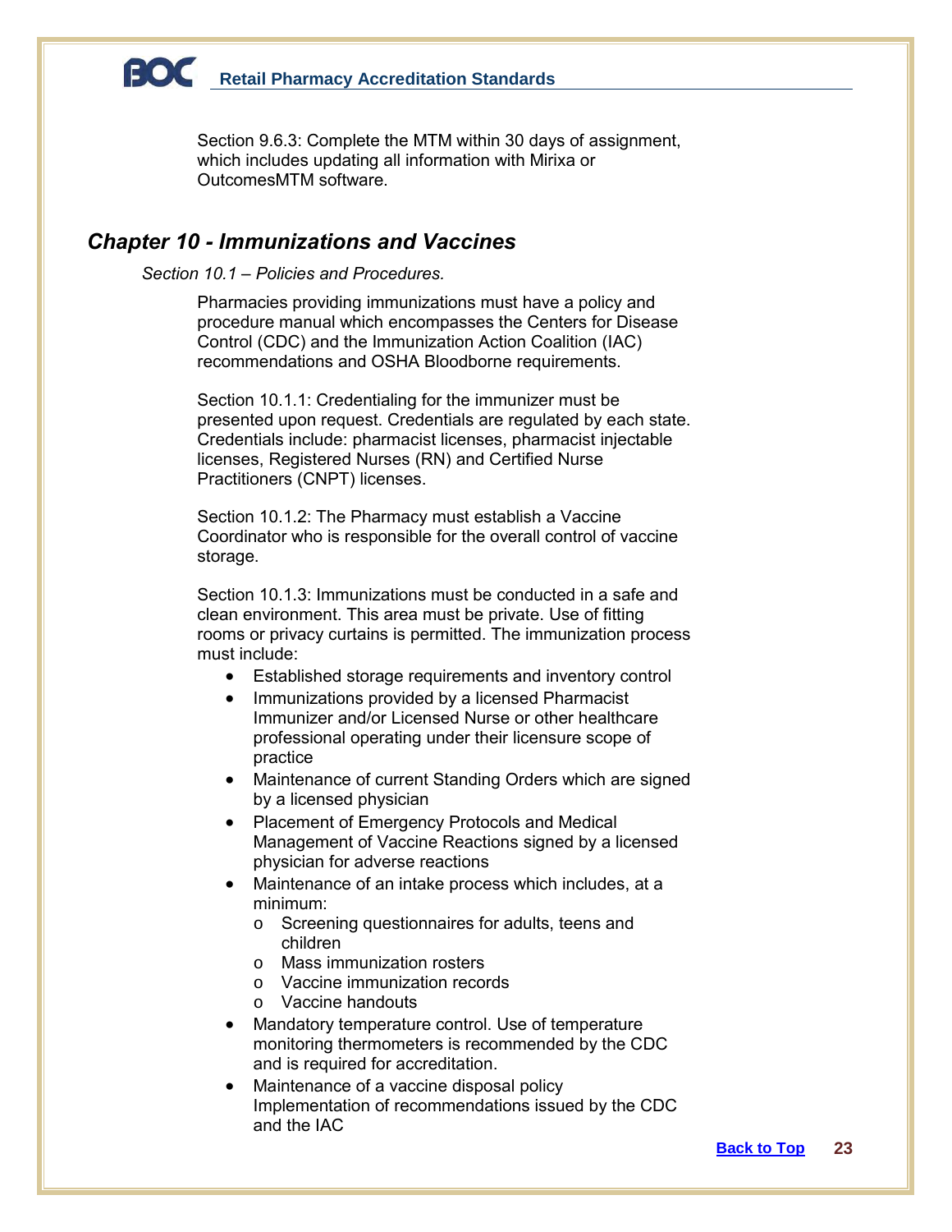Section 9.6.3: Complete the MTM within 30 days of assignment, which includes updating all information with Mirixa or OutcomesMTM software.

## *Chapter 10 - Immunizations and Vaccines*

### *Section 10.1 – Policies and Procedures.*

Pharmacies providing immunizations must have a policy and procedure manual which encompasses the Centers for Disease Control (CDC) and the Immunization Action Coalition (IAC) recommendations and OSHA Bloodborne requirements.

Section 10.1.1: Credentialing for the immunizer must be presented upon request. Credentials are regulated by each state. Credentials include: pharmacist licenses, pharmacist injectable licenses, Registered Nurses (RN) and Certified Nurse Practitioners (CNPT) licenses.

Section 10.1.2: The Pharmacy must establish a Vaccine Coordinator who is responsible for the overall control of vaccine storage.

Section 10.1.3: Immunizations must be conducted in a safe and clean environment. This area must be private. Use of fitting rooms or privacy curtains is permitted. The immunization process must include:

- Established storage requirements and inventory control
- Immunizations provided by a licensed Pharmacist Immunizer and/or Licensed Nurse or other healthcare professional operating under their licensure scope of practice
- Maintenance of current Standing Orders which are signed by a licensed physician
- Placement of Emergency Protocols and Medical Management of Vaccine Reactions signed by a licensed physician for adverse reactions
- Maintenance of an intake process which includes, at a minimum:
  - Screening questionnaires for adults, teens and children
  - Mass immunization rosters
  - Vaccine immunization records
  - Vaccine handouts
- Mandatory temperature control. Use of temperature monitoring thermometers is recommended by the CDC and is required for accreditation.
- Maintenance of a vaccine disposal policy Implementation of recommendations issued by the CDC and the IAC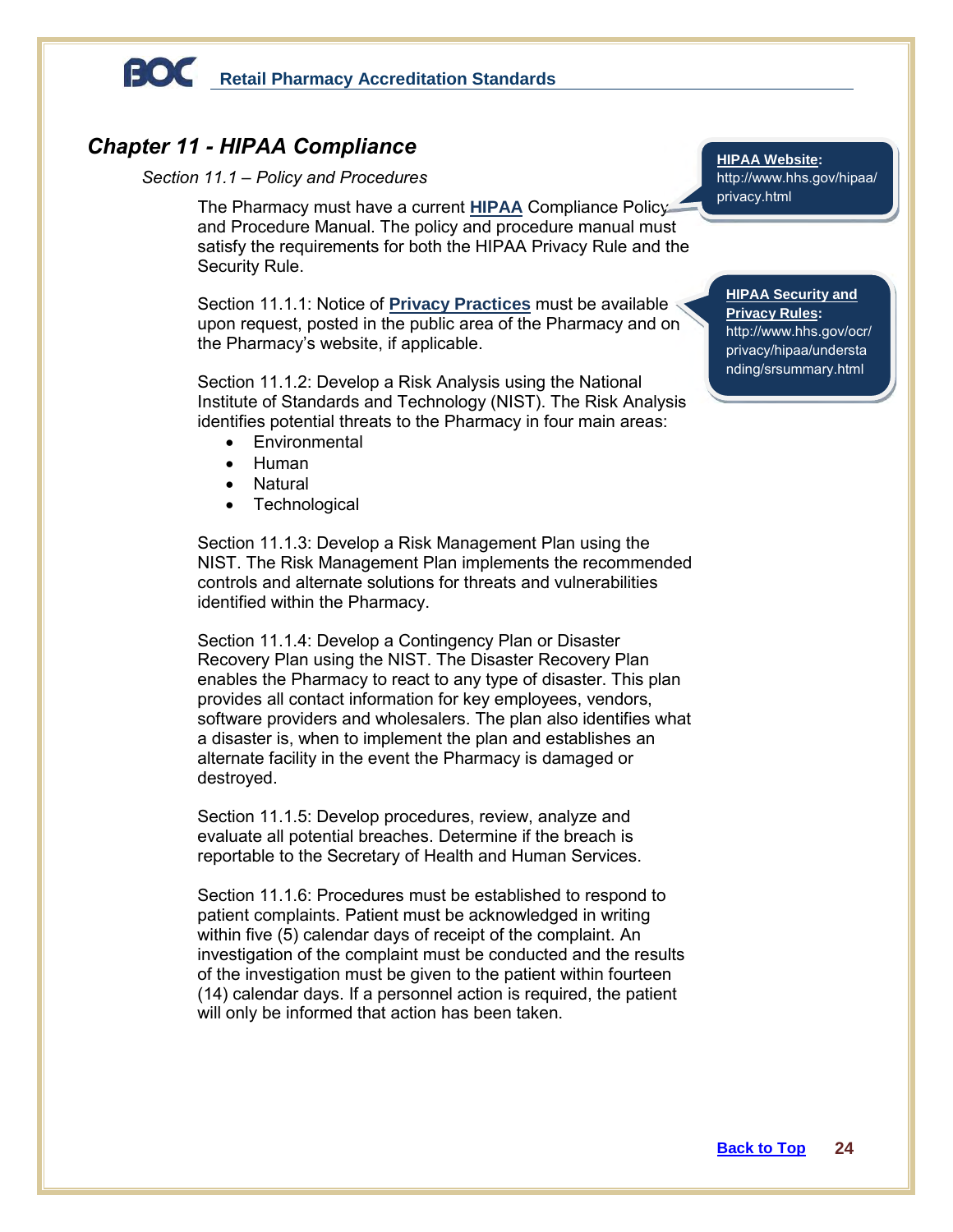## Chapter 11 - HIPAA Compliance

### Section 11.1 – Policy and Procedures

The Pharmacy must have a current **HIPAA** Compliance Policy and Procedure Manual. The policy and procedure manual must satisfy the requirements for both the HIPAA Privacy Rule and the Security Rule.

> **HIPAA Website:** http://www.hhs.gov/hipaa/privacy.html

Section 11.1.1: Notice of **Privacy Practices** must be available upon request, posted in the public area of the Pharmacy and on the Pharmacy's website, if applicable.

> **HIPAA Security and Privacy Rules:** http://www.hhs.gov/ocr/privacy/hipaa/understanding/srsummary.html

Section 11.1.2: Develop a Risk Analysis using the National Institute of Standards and Technology (NIST). The Risk Analysis identifies potential threats to the Pharmacy in four main areas:

- Environmental
- Human
- Natural
- Technological

Section 11.1.3: Develop a Risk Management Plan using the NIST. The Risk Management Plan implements the recommended controls and alternate solutions for threats and vulnerabilities identified within the Pharmacy.

Section 11.1.4: Develop a Contingency Plan or Disaster Recovery Plan using the NIST. The Disaster Recovery Plan enables the Pharmacy to react to any type of disaster. This plan provides all contact information for key employees, vendors, software providers and wholesalers. The plan also identifies what a disaster is, when to implement the plan and establishes an alternate facility in the event the Pharmacy is damaged or destroyed.

Section 11.1.5: Develop procedures, review, analyze and evaluate all potential breaches. Determine if the breach is reportable to the Secretary of Health and Human Services.

Section 11.1.6: Procedures must be established to respond to patient complaints. Patient must be acknowledged in writing within five (5) calendar days of receipt of the complaint. An investigation of the complaint must be conducted and the results of the investigation must be given to the patient within fourteen (14) calendar days. If a personnel action is required, the patient will only be informed that action has been taken.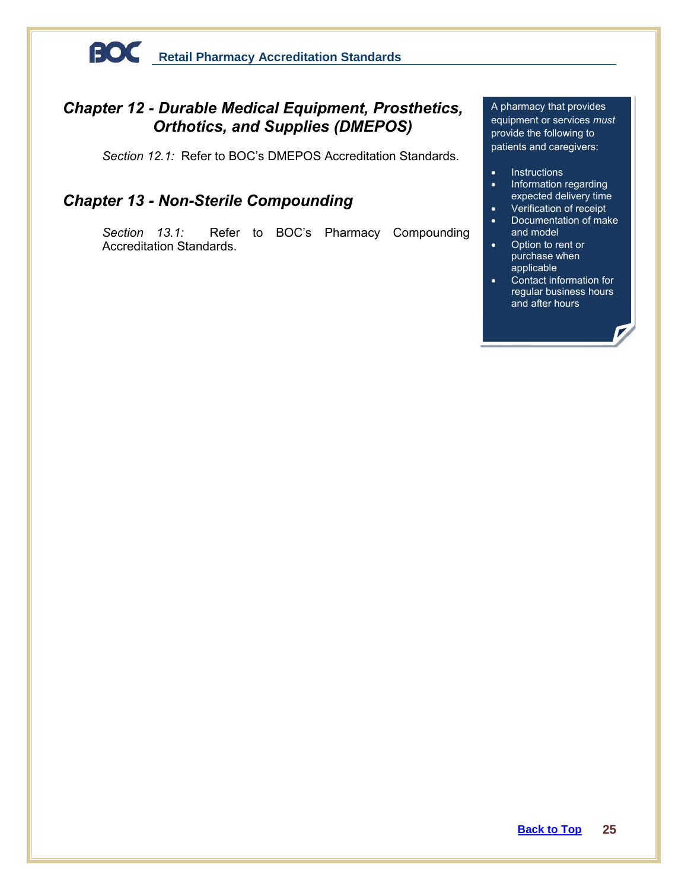## *Chapter 12 - Durable Medical Equipment, Prosthetics, Orthotics, and Supplies (DMEPOS)*

*Section 12.1:* Refer to BOC's DMEPOS Accreditation Standards.

## *Chapter 13 - Non-Sterile Compounding*

*Section 13.1:* Refer to BOC's Pharmacy Compounding Accreditation Standards.

A pharmacy that provides equipment or services *must* provide the following to patients and caregivers:

- Instructions
- Information regarding expected delivery time
- Verification of receipt
- Documentation of make and model
- Option to rent or purchase when applicable
- Contact information for regular business hours and after hours